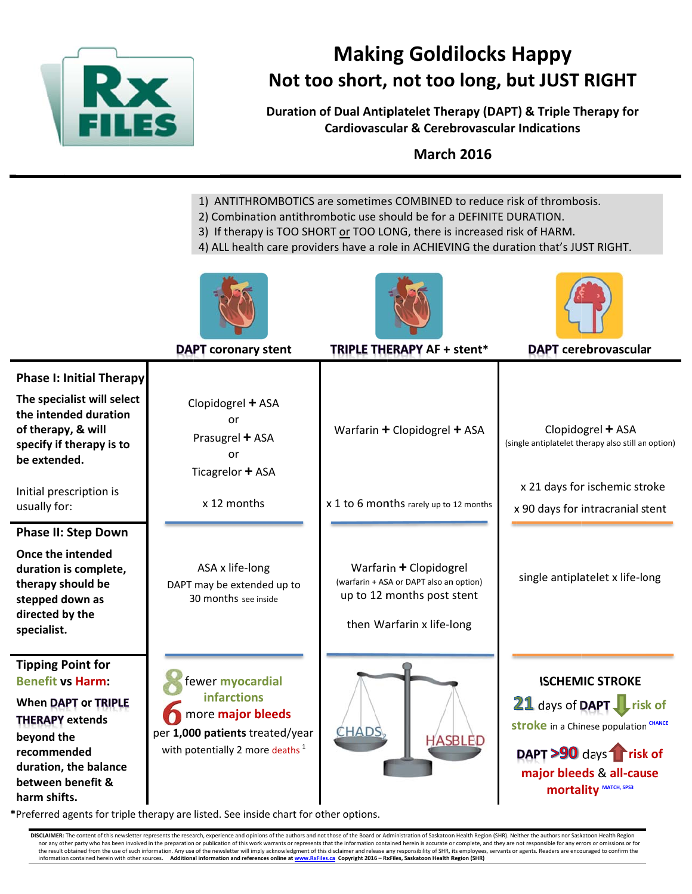# Making Goldilocks Happy

## Not too short, not too long, but JUST RIGHT

### Duration of Dual Antiplatelet Therapy (DAPT) & Triple Therapy for Cardiovascular & Cerebrovascular Indications

**March 2016**

1) ANTITHROMBOTICS are sometimes COMBINED to reduce risk of thrombosis.
2) Combination antithrombotic use should be for a DEFINITE DURATION.
3) If therapy is TOO SHORT or TOO LONG, there is increased risk of HARM.
4) ALL health care providers have a role in ACHIEVING the duration that's JUST RIGHT.

| | **DAPT coronary stent** | **TRIPLE THERAPY AF + stent*** | **DAPT cerebrovascular** |
|---|---|---|---|
| **Phase I: Initial Therapy**<br>**The specialist will select the intended duration of therapy, & will specify if therapy is to be extended.**<br><br>Initial prescription is usually for: | Clopidogrel **+** ASA<br>or<br>Prasugrel **+** ASA<br>or<br>Ticagrelor **+** ASA<br><br>x 12 months | Warfarin **+** Clopidogrel **+** ASA<br><br>x 1 to 6 months rarely up to 12 months | Clopidogrel **+** ASA<br>(single antiplatelet therapy also still an option)<br><br>x 21 days for ischemic stroke<br>x 90 days for intracranial stent |
| **Phase II: Step Down**<br>**Once the intended duration is complete, therapy should be stepped down as directed by the specialist.** | ASA x life-long<br>DAPT may be extended up to 30 months see inside | Warfarin **+** Clopidogrel<br>(warfarin + ASA or DAPT also an option)<br>up to 12 months post stent<br><br>then Warfarin x life-long | single antiplatelet x life-long |
| **Tipping Point for Benefit vs Harm:**<br>**When DAPT or TRIPLE THERAPY extends beyond the recommended duration, the balance between benefit & harm shifts.** | **8** fewer myocardial infarctions<br>**6** more **major bleeds**<br>per **1,000 patients** treated/year<br>with potentially 2 more deaths [1] | CHADS2 / HASBLED | **ISCHEMIC STROKE**<br>**21** days of **DAPT** ↓ risk of **stroke** in a Chinese population [CHANCE]<br><br>**DAPT >90** days ↑ **risk of major bleeds** & **all-cause mortality** [MATCH, SPS3] |

*Preferred agents for triple therapy are listed. See inside chart for other options.

**DISCLAIMER:** The content of this newsletter represents the research, experience and opinions of the authors and not those of the Board or Administration of Saskatoon Health Region (SHR). Neither the authors nor Saskatoon Health Region nor any other party who has been involved in the preparation or publication of this work warrants or represents that the information contained herein is accurate or complete, and they are not responsible for any errors or omissions or for the result obtained from the use of such information. Any use of the newsletter will imply acknowledgment of this disclaimer and release any responsibility of SHR, its employees, servants or agents. Readers are encouraged to confirm the information contained herein with other sources. **Additional information and references online at www.RxFiles.ca Copyright 2016 – RxFiles, Saskatoon Health Region (SHR)**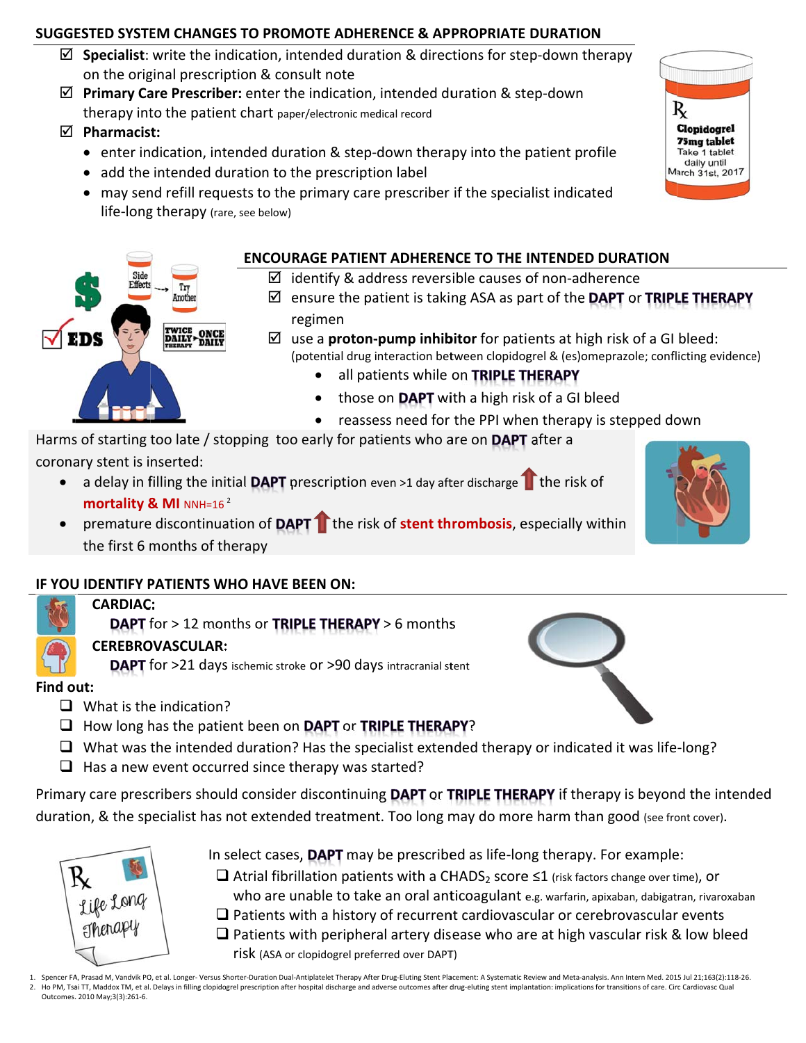## SUGGESTED SYSTEM CHANGES TO PROMOTE ADHERENCE & APPROPRIATE DURATION

- ☑ **Specialist**: write the indication, intended duration & directions for step-down therapy on the original prescription & consult note
- ☑ **Primary Care Prescriber:** enter the indication, intended duration & step-down therapy into the patient chart paper/electronic medical record
- ☑ **Pharmacist:**
  - enter indication, intended duration & step-down therapy into the patient profile
  - add the intended duration to the prescription label
  - may send refill requests to the primary care prescriber if the specialist indicated life-long therapy (rare, see below)

Rx **Clopidogrel 75mg tablet** Take 1 tablet daily until March 31st, 2017

## ENCOURAGE PATIENT ADHERENCE TO THE INTENDED DURATION

- ☑ identify & address reversible causes of non-adherence
- ☑ ensure the patient is taking ASA as part of the **DAPT** or **TRIPLE THERAPY** regimen
- ☑ use a **proton-pump inhibitor** for patients at high risk of a GI bleed: (potential drug interaction between clopidogrel & (es)omeprazole; conflicting evidence)
  - all patients while on **TRIPLE THERAPY**
  - those on **DAPT** with a high risk of a GI bleed
  - reassess need for the PPI when therapy is stepped down

Side Effects → Try Another; EDS; TWICE DAILY THERAPY → ONCE DAILY

Harms of starting too late / stopping too early for patients who are on **DAPT** after a coronary stent is inserted:

- a delay in filling the initial **DAPT** prescription even >1 day after discharge ↑ the risk of **mortality & MI** NNH=16 [2]
- premature discontinuation of **DAPT** ↑ the risk of **stent thrombosis**, especially within the first 6 months of therapy

## IF YOU IDENTIFY PATIENTS WHO HAVE BEEN ON:

**CARDIAC:**
**DAPT** for > 12 months or **TRIPLE THERAPY** > 6 months

**CEREBROVASCULAR:**
**DAPT** for >21 days ischemic stroke or >90 days intracranial stent

**Find out:**

- ☐ What is the indication?
- ☐ How long has the patient been on **DAPT** or **TRIPLE THERAPY**?
- ☐ What was the intended duration? Has the specialist extended therapy or indicated it was life-long?
- ☐ Has a new event occurred since therapy was started?

Primary care prescribers should consider discontinuing **DAPT** or **TRIPLE THERAPY** if therapy is beyond the intended duration, & the specialist has not extended treatment. Too long may do more harm than good (see front cover).

Rx Life Long Therapy

In select cases, **DAPT** may be prescribed as life-long therapy. For example:

- ☐ Atrial fibrillation patients with a $CHADS_2$ score ≤1 (risk factors change over time), or who are unable to take an oral anticoagulant e.g. warfarin, apixaban, dabigatran, rivaroxaban
- ☐ Patients with a history of recurrent cardiovascular or cerebrovascular events
- ☐ Patients with peripheral artery disease who are at high vascular risk & low bleed risk (ASA or clopidogrel preferred over DAPT)

1. Spencer FA, Prasad M, Vandvik PO, et al. Longer- Versus Shorter-Duration Dual-Antiplatelet Therapy After Drug-Eluting Stent Placement: A Systematic Review and Meta-analysis. Ann Intern Med. 2015 Jul 21;163(2):118-26.
2. Ho PM, Tsai TT, Maddox TM, et al. Delays in filling clopidogrel prescription after hospital discharge and adverse outcomes after drug-eluting stent implantation: implications for transitions of care. Circ Cardiovasc Qual Outcomes. 2010 May;3(3):261-6.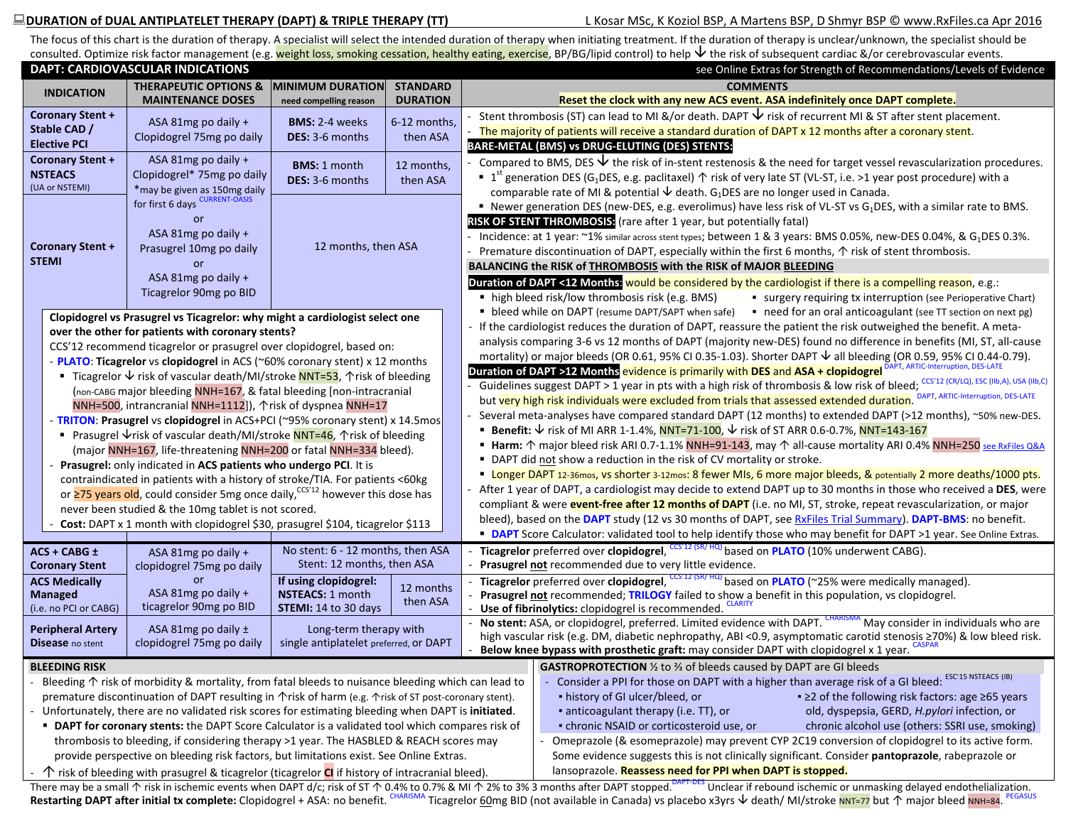# DURATION of DUAL ANTIPLATELET THERAPY (DAPT) & TRIPLE THERAPY (TT)

L Kosar MSc, K Koziol BSP, A Martens BSP, D Shmyr BSP © www.RxFiles.ca Apr 2016

The focus of this chart is the duration of therapy. A specialist will select the intended duration of therapy when initiating treatment. If the duration of therapy is unclear/unknown, the specialist should be consulted. Optimize risk factor management (e.g. weight loss, smoking cessation, healthy eating, exercise, BP/BG/lipid control) to help ↓ the risk of subsequent cardiac &/or cerebrovascular events.

## DAPT: CARDIOVASCULAR INDICATIONS

see Online Extras for Strength of Recommendations/Levels of Evidence

| INDICATION | THERAPEUTIC OPTIONS & MAINTENANCE DOSES | MINIMUM DURATION need compelling reason | STANDARD DURATION |
|---|---|---|---|
| **Coronary Stent + Stable CAD / Elective PCI** | ASA 81mg po daily + Clopidogrel 75mg po daily | **BMS:** 2-4 weeks **DES:** 3-6 months | 6-12 months, then ASA |
| **Coronary Stent + NSTEACS** (UA or NSTEMI) | ASA 81mg po daily + Clopidogrel* 75mg po daily *may be given as 150mg daily for first 6 days CURRENT-OASIS or ASA 81mg po daily + Prasugrel 10mg po daily or ASA 81mg po daily + Ticagrelor 90mg po BID | **BMS:** 1 month **DES:** 3-6 months | 12 months, then ASA |
| **Coronary Stent + STEMI** | (as above) | 12 months, then ASA | |
| **ACS + CABG ± Coronary Stent** | ASA 81mg po daily + clopidogrel 75mg po daily or ASA 81mg po daily + ticagrelor 90mg po BID | No stent: 6 - 12 months, then ASA; Stent: 12 months, then ASA | |
| **ACS Medically Managed** (i.e. no PCI or CABG) | (as above) | **If using clopidogrel: NSTEACS:** 1 month **STEMI:** 14 to 30 days | 12 months then ASA |
| **Peripheral Artery Disease** no stent | ASA 81mg po daily ± clopidogrel 75mg po daily | Long-term therapy with single antiplatelet preferred, or DAPT | |

### Comments (Coronary Stents)

**Reset the clock with any new ACS event. ASA indefinitely once DAPT complete.**

- Stent thrombosis (ST) can lead to MI &/or death. DAPT ↓ risk of recurrent MI & ST after stent placement.
- The majority of patients will receive a standard duration of DAPT x 12 months after a coronary stent.

**BARE-METAL (BMS) vs DRUG-ELUTING (DES) STENTS:**

- Compared to BMS, DES ↓ the risk of in-stent restenosis & the need for target vessel revascularization procedures.
  - 1st generation DES ($G_1$DES, e.g. paclitaxel) ↑ risk of very late ST (VL-ST, i.e. >1 year post procedure) with a comparable rate of MI & potential ↓ death. $G_1$DES are no longer used in Canada.
  - Newer generation DES (new-DES, e.g. everolimus) have less risk of VL-ST vs $G_1$DES, with a similar rate to BMS.

**RISK OF STENT THROMBOSIS:** (rare after 1 year, but potentially fatal)

- Incidence: at 1 year: ~1% similar across stent types; between 1 & 3 years: BMS 0.05%, new-DES 0.04%, & $G_1$DES 0.3%.
- Premature discontinuation of DAPT, especially within the first 6 months, ↑ risk of stent thrombosis.

**BALANCING THE RISK of THROMBOSIS with the RISK of MAJOR BLEEDING**

**Duration of DAPT <12 Months** would be considered by the cardiologist if there is a compelling reason, e.g.:

- high bleed risk/low thrombosis risk (e.g. BMS)
- bleed while on DAPT (resume DAPT/SAPT when safe)
- surgery requiring tx interruption (see Perioperative Chart)
- need for an oral anticoagulant (see TT section on next pg)
- If the cardiologist reduces the duration of DAPT, reassure the patient the risk outweighed the benefit. A meta-analysis comparing 3-6 vs 12 months of DAPT (majority new-DES) found no difference in benefits (MI, ST, all-cause mortality) or major bleeds (OR 0.61, 95% CI 0.35-1.03). Shorter DAPT ↓ all bleeding (OR 0.59, 95% CI 0.44-0.79).

**Duration of DAPT >12 Months** evidence is primarily with **DES** and **ASA + clopidogrel** DAPT, ARTIC-Interruption, DES-LATE

- Guidelines suggest DAPT > 1 year in pts with a high risk of thrombosis & low risk of bleed; CCS'12 (CR/LQ), ESC (IIb,A), USA (IIb,C) but very high risk individuals were excluded from trials that assessed extended duration. DAPT, ARTIC-Interruption, DES-LATE
- Several meta-analyses have compared standard DAPT (12 months) to extended DAPT (>12 months), ~50% new-DES.
  - **Benefit:** ↓ risk of MI ARR 1-1.4%, NNT=71-100, ↓ risk of ST ARR 0.6-0.7%, NNT=143-167
  - **Harm:** ↑ major bleed risk ARI 0.7-1.1% NNH=91-143, may ↑ all-cause mortality ARI 0.4% NNH=250 see RxFiles Q&A
  - DAPT did not show a reduction in the risk of CV mortality or stroke.
  - Longer DAPT 12-36mos, vs shorter 3-12mos: 8 fewer MIs, 6 more major bleeds, & potentially 2 more deaths/1000 pts.
- After 1 year of DAPT, a cardiologist may decide to extend DAPT up to 30 months in those who received a **DES**, were compliant & were **event-free after 12 months of DAPT** (i.e. no MI, ST, stroke, repeat revascularization, or major bleed), based on the **DAPT** study (12 vs 30 months of DAPT, see RxFiles Trial Summary). **DAPT-BMS**: no benefit.
  - **DAPT** Score Calculator: validated tool to help identify those who may benefit for DAPT >1 year. See Online Extras.

### Clopidogrel vs Prasugrel vs Ticagrelor: why might a cardiologist select one over the other for patients with coronary stents?

CCS'12 recommend ticagrelor or prasugrel over clopidogrel, based on:

- **PLATO**: **Ticagrelor** vs **clopidogrel** in ACS (~60% coronary stent) x 12 months
  - Ticagrelor ↓ risk of vascular death/MI/stroke NNT=53, ↑risk of bleeding (non-CABG major bleeding NNH=167, & fatal bleeding [non-intracranial NNH=500, intrancranial NNH=1112]), ↑risk of dyspnea NNH=17
- **TRITON**: **Prasugrel** vs **clopidogrel** in ACS+PCI (~95% coronary stent) x 14.5mos
  - Prasugrel ↓risk of vascular death/MI/stroke NNT=46, ↑risk of bleeding (major NNH=167, life-threatening NNH=200 or fatal NNH=334 bleed).
- **Prasugrel:** only indicated in **ACS patients who undergo PCI**. It is contraindicated in patients with a history of stroke/TIA. For patients <60kg or ≥75 years old, could consider 5mg once daily,[CCS'12] however this dose has never been studied & the 10mg tablet is not scored.
- **Cost:** DAPT x 1 month with clopidogrel $30, prasugrel $104, ticagrelor $113

### Comments (ACS + CABG ± Coronary Stent)

- **Ticagrelor** preferred over **clopidogrel**, CCS'12 (SR/HQ) based on **PLATO** (10% underwent CABG).
- **Prasugrel not** recommended due to very little evidence.

### Comments (ACS Medically Managed)

- **Ticagrelor** preferred over **clopidogrel**, CCS'12 (SR/HQ) based on **PLATO** (~25% were medically managed).
- **Prasugrel not** recommended; **TRILOGY** failed to show a benefit in this population, vs clopidogrel.
- **Use of fibrinolytics:** clopidogrel is recommended. CLARITY

### Comments (Peripheral Artery Disease)

- **No stent:** ASA, or clopidogrel, preferred. Limited evidence with DAPT. CHARISMA May consider in individuals who are high vascular risk (e.g. DM, diabetic nephropathy, ABI <0.9, asymptomatic carotid stenosis ≥70%) & low bleed risk.
- **Below knee bypass with prosthetic graft:** may consider DAPT with clopidogrel x 1 year. CASPAR

## BLEEDING RISK

- Bleeding ↑ risk of morbidity & mortality, from fatal bleeds to nuisance bleeding which can lead to premature discontinuation of DAPT resulting in ↑risk of harm (e.g. ↑risk of ST post-coronary stent).
- Unfortunately, there are no validated risk scores for estimating bleeding when DAPT is **initiated**.
  - **DAPT for coronary stents:** the DAPT Score Calculator is a validated tool which compares risk of thrombosis to bleeding, if considering therapy >1 year. The HASBLED & REACH scores may provide perspective on bleeding risk factors, but limitations exist. See Online Extras.
- ↑ risk of bleeding with prasugrel & ticagrelor (ticagrelor **CI** if history of intracranial bleed).

## GASTROPROTECTION ½ to ⅔ of bleeds caused by DAPT are GI bleeds

- Consider a PPI for those on DAPT with a higher than average risk of a GI bleed: ESC'15 NSTEACS (IB)
  - history of GI ulcer/bleed, or
  - anticoagulant therapy (i.e. TT), or
  - chronic NSAID or corticosteroid use, or
  - ≥2 of the following risk factors: age ≥65 years old, dyspepsia, GERD, *H.pylori* infection, or chronic alcohol use (others: SSRI use, smoking)
- Omeprazole (& esomeprazole) may prevent CYP 2C19 conversion of clopidogrel to its active form. Some evidence suggests this is not clinically significant. Consider **pantoprazole**, rabeprazole or lansoprazole. **Reassess need for PPI when DAPT is stopped.**

There may be a small ↑ risk in ischemic events when DAPT d/c; risk of ST ↑ 0.4% to 0.7% & MI ↑ 2% to 3% 3 months after DAPT stopped.[DAPT-DES] Unclear if rebound ischemic or unmasking delayed endothelialization.

**Restarting DAPT after initial tx complete:** Clopidogrel + ASA: no benefit.[CHARISMA] Ticagrelor 60mg BID (not available in Canada) vs placebo x3yrs ↓ death/ MI/stroke NNT=77 but ↑ major bleed NNH=84.[PEGASUS]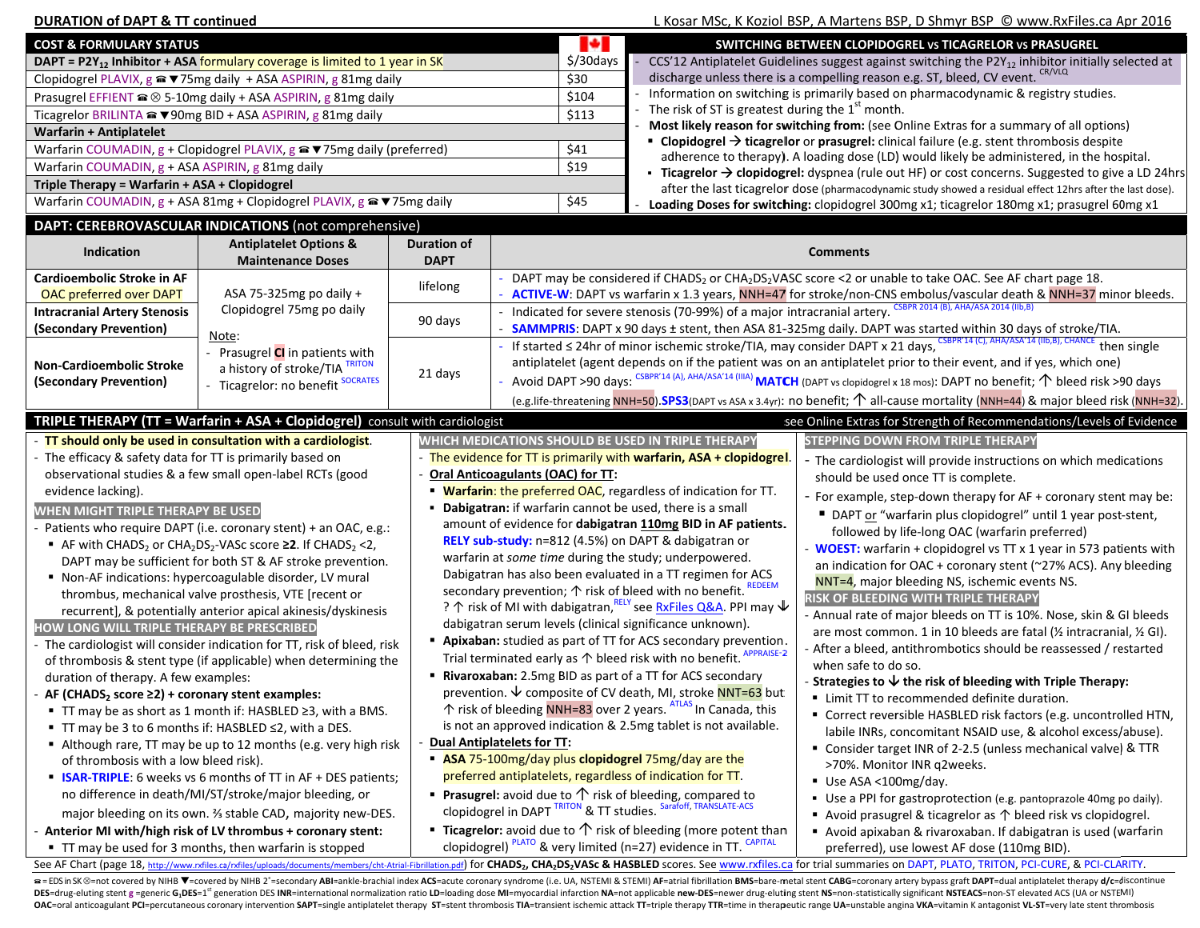## DURATION of DAPT & TT continued

L Kosar MSc, K Koziol BSP, A Martens BSP, D Shmyr BSP © www.RxFiles.ca Apr 2016

### COST & FORMULARY STATUS

| DAPT = $P2Y_{12}$ Inhibitor + ASA formulary coverage is limited to 1 year in SK | $/30days |
|---|---|
| Clopidogrel PLAVIX, g ☎ ▼75mg daily + ASA ASPIRIN, g 81mg daily | $30 |
| Prasugrel EFFIENT ☎ ⊗ 5-10mg daily + ASA ASPIRIN, g 81mg daily | $104 |
| Ticagrelor BRILINTA ☎ ▼90mg BID + ASA ASPIRIN, g 81mg daily | $113 |
| **Warfarin + Antiplatelet** | |
| Warfarin COUMADIN, g + Clopidogrel PLAVIX, g ☎ ▼75mg daily (preferred) | $41 |
| Warfarin COUMADIN, g + ASA ASPIRIN, g 81mg daily | $19 |
| **Triple Therapy = Warfarin + ASA + Clopidogrel** | |
| Warfarin COUMADIN, g + ASA 81mg + Clopidogrel PLAVIX, g ☎ ▼75mg daily | $45 |

### SWITCHING BETWEEN CLOPIDOGREL vs TICAGRELOR vs PRASUGREL

- CCS'12 Antiplatelet Guidelines suggest against switching the $P2Y_{12}$ inhibitor initially selected at discharge unless there is a compelling reason e.g. ST, bleed, CV event. CR/VLQ
- Information on switching is primarily based on pharmacodynamic & registry studies.
- The risk of ST is greatest during the 1st month.
- **Most likely reason for switching from:** (see Online Extras for a summary of all options)
  - **Clopidogrel → ticagrelor** or **prasugrel:** clinical failure (e.g. stent thrombosis despite adherence to therapy**)**. A loading dose (LD) would likely be administered, in the hospital.
  - **Ticagrelor → clopidogrel:** dyspnea (rule out HF) or cost concerns. Suggested to give a LD 24hrs after the last ticagrelor dose (pharmacodynamic study showed a residual effect 12hrs after the last dose).
- **Loading Doses for switching:** clopidogrel 300mg x1; ticagrelor 180mg x1; prasugrel 60mg x1

### DAPT: CEREBROVASCULAR INDICATIONS (not comprehensive)

| Indication | Antiplatelet Options & Maintenance Doses | Duration of DAPT | Comments |
|---|---|---|---|
| **Cardioembolic Stroke in AF** OAC preferred over DAPT | ASA 75-325mg po daily + Clopidogrel 75mg po daily<br>Note:<br>- Prasugrel **CI** in patients with a history of stroke/TIA TRITON<br>- Ticagrelor: no benefit SOCRATES | lifelong | - DAPT may be considered if $CHADS_2$ or $CHA_2DS_2VASC$ score <2 or unable to take OAC. See AF chart page 18.<br>- **ACTIVE-W**: DAPT vs warfarin x 1.3 years, NNH=47 for stroke/non-CNS embolus/vascular death & NNH=37 minor bleeds. |
| **Intracranial Artery Stenosis (Secondary Prevention)** | | 90 days | - Indicated for severe stenosis (70-99%) of a major intracranial artery. CSBPR 2014 (B), AHA/ASA 2014 (IIb,B)<br>- **SAMMPRIS**: DAPT x 90 days ± stent, then ASA 81-325mg daily. DAPT was started within 30 days of stroke/TIA. |
| **Non-Cardioembolic Stroke (Secondary Prevention)** | | 21 days | - If started ≤ 24hr of minor ischemic stroke/TIA, may consider DAPT x 21 days, CSBPR'14 (C), AHA/ASA'14 (IIb,B), CHANCE then single antiplatelet (agent depends on if the patient was on an antiplatelet prior to their event, and if yes, which one)<br>- Avoid DAPT >90 days: CSBPR'14 (A), AHA/ASA'14 (IIIA) **MATCH** (DAPT vs clopidogrel x 18 mos): DAPT no benefit; ↑ bleed risk >90 days (e.g.life-threatening NNH=50).**SPS3**(DAPT vs ASA x 3.4yr): no benefit; ↑ all-cause mortality (NNH=44) & major bleed risk (NNH=32). |

### TRIPLE THERAPY (TT = Warfarin + ASA + Clopidogrel) consult with cardiologist

see Online Extras for Strength of Recommendations/Levels of Evidence

- **TT should only be used in consultation with a cardiologist**.
- The efficacy & safety data for TT is primarily based on observational studies & a few small open-label RCTs (good evidence lacking).

#### WHEN MIGHT TRIPLE THERAPY BE USED

- Patients who require DAPT (i.e. coronary stent) + an OAC, e.g.:
  - AF with $CHADS_2$ or $CHA_2DS_2$-VASc score **≥2**. If $CHADS_2$ <2, DAPT may be sufficient for both ST & AF stroke prevention.
  - Non-AF indications: hypercoagulable disorder, LV mural thrombus, mechanical valve prosthesis, VTE [recent or recurrent], & potentially anterior apical akinesis/dyskinesis

#### HOW LONG WILL TRIPLE THERAPY BE PRESCRIBED

- The cardiologist will consider indication for TT, risk of bleed, risk of thrombosis & stent type (if applicable) when determining the duration of therapy. A few examples:
- **AF ($CHADS_2$ score ≥2) + coronary stent examples:**
  - TT may be as short as 1 month if: HASBLED ≥3, with a BMS.
  - TT may be 3 to 6 months if: HASBLED ≤2, with a DES.
  - Although rare, TT may be up to 12 months (e.g. very high risk of thrombosis with a low bleed risk).
  - **ISAR-TRIPLE**: 6 weeks vs 6 months of TT in AF + DES patients; no difference in death/MI/ST/stroke/major bleeding, or major bleeding on its own. ⅔ stable CAD, majority new-DES.
- **Anterior MI with/high risk of LV thrombus + coronary stent:**
  - TT may be used for 3 months, then warfarin is stopped

#### WHICH MEDICATIONS SHOULD BE USED IN TRIPLE THERAPY

- The evidence for TT is primarily with **warfarin, ASA + clopidogrel**.
- **Oral Anticoagulants (OAC) for TT:**
  - **Warfarin**: the preferred OAC, regardless of indication for TT.
  - **Dabigatran:** if warfarin cannot be used, there is a small amount of evidence for **dabigatran 110mg BID in AF patients.** **RELY sub-study:** n=812 (4.5%) on DAPT & dabigatran or warfarin at *some time* during the study; underpowered. Dabigatran has also been evaluated in a TT regimen for ACS secondary prevention; ↑ risk of bleed with no benefit. REDEEM ? ↑ risk of MI with dabigatran, RELY see RxFiles Q&A. PPI may ↓ dabigatran serum levels (clinical significance unknown).
  - **Apixaban:** studied as part of TT for ACS secondary prevention. Trial terminated early as ↑ bleed risk with no benefit. APPRAISE-2
  - **Rivaroxaban:** 2.5mg BID as part of a TT for ACS secondary prevention. ↓ composite of CV death, MI, stroke NNT=63 but ↑ risk of bleeding NNH=83 over 2 years. ATLAS In Canada, this is not an approved indication & 2.5mg tablet is not available.
- **Dual Antiplatelets for TT:**
  - **ASA** 75-100mg/day plus **clopidogrel** 75mg/day are the preferred antiplatelets, regardless of indication for TT.
  - **Prasugrel:** avoid due to ↑ risk of bleeding, compared to clopidogrel in DAPT TRITON & TT studies. Sarafoff, TRANSLATE-ACS
  - **Ticagrelor:** avoid due to ↑ risk of bleeding (more potent than clopidogrel) PLATO & very limited (n=27) evidence in TT. CAPITAL

#### STEPPING DOWN FROM TRIPLE THERAPY

- The cardiologist will provide instructions on which medications should be used once TT is complete.
- For example, step-down therapy for AF + coronary stent may be:
  - DAPT or "warfarin plus clopidogrel" until 1 year post-stent, followed by life-long OAC (warfarin preferred)
- **WOEST:** warfarin + clopidogrel vs TT x 1 year in 573 patients with an indication for OAC + coronary stent (~27% ACS). Any bleeding NNT=4, major bleeding NS, ischemic events NS.

#### RISK OF BLEEDING WITH TRIPLE THERAPY

- Annual rate of major bleeds on TT is 10%. Nose, skin & GI bleeds are most common. 1 in 10 bleeds are fatal (½ intracranial, ½ GI).
- After a bleed, antithrombotics should be reassessed / restarted when safe to do so.
- **Strategies to ↓ the risk of bleeding with Triple Therapy:**
  - Limit TT to recommended definite duration.
  - Correct reversible HASBLED risk factors (e.g. uncontrolled HTN, labile INRs, concomitant NSAID use, & alcohol excess/abuse).
  - Consider target INR of 2-2.5 (unless mechanical valve) & TTR >70%. Monitor INR q2weeks.
  - Use ASA <100mg/day.
  - Use a PPI for gastroprotection (e.g. pantoprazole 40mg po daily).
  - Avoid prasugrel & ticagrelor as ↑ bleed risk vs clopidogrel.
  - Avoid apixaban & rivaroxaban. If dabigatran is used (warfarin preferred), use lowest AF dose (110mg BID).

See AF Chart (page 18, http://www.rxfiles.ca/rxfiles/uploads/documents/members/cht-Atrial-Fibrillation.pdf) for $CHADS_2$, $CHA_2DS_2VASc$ & HASBLED scores. See www.rxfiles.ca for trial summaries on DAPT, PLATO, TRITON, PCI-CURE, & PCI-CLARITY.

☎ = EDS in SK ⊗=not covered by NIHB ▼=covered by NIHB 2°=secondary ABI=ankle-brachial index ACS=acute coronary syndrome (i.e. UA, NSTEMI & STEMI) AF=atrial fibrillation BMS=bare-metal stent CABG=coronary artery bypass graft DAPT=dual antiplatelet therapy d/c=discontinue DES=drug-eluting stent g=generic $G_1$DES=1st generation DES INR=international normalization ratio LD=loading dose MI=myocardial infarction NA=not applicable new-DES=newer drug-eluting stent NS=non-statistically significant NSTEACS=non-ST elevated ACS (UA or NSTEMI) OAC=oral anticoagulant PCI=percutaneous coronary intervention SAPT=single antiplatelet therapy ST=stent thrombosis TIA=transient ischemic attack TT=triple therapy TTR=time in therapeutic range UA=unstable angina VKA=vitamin K antagonist VL-ST=very late stent thrombosis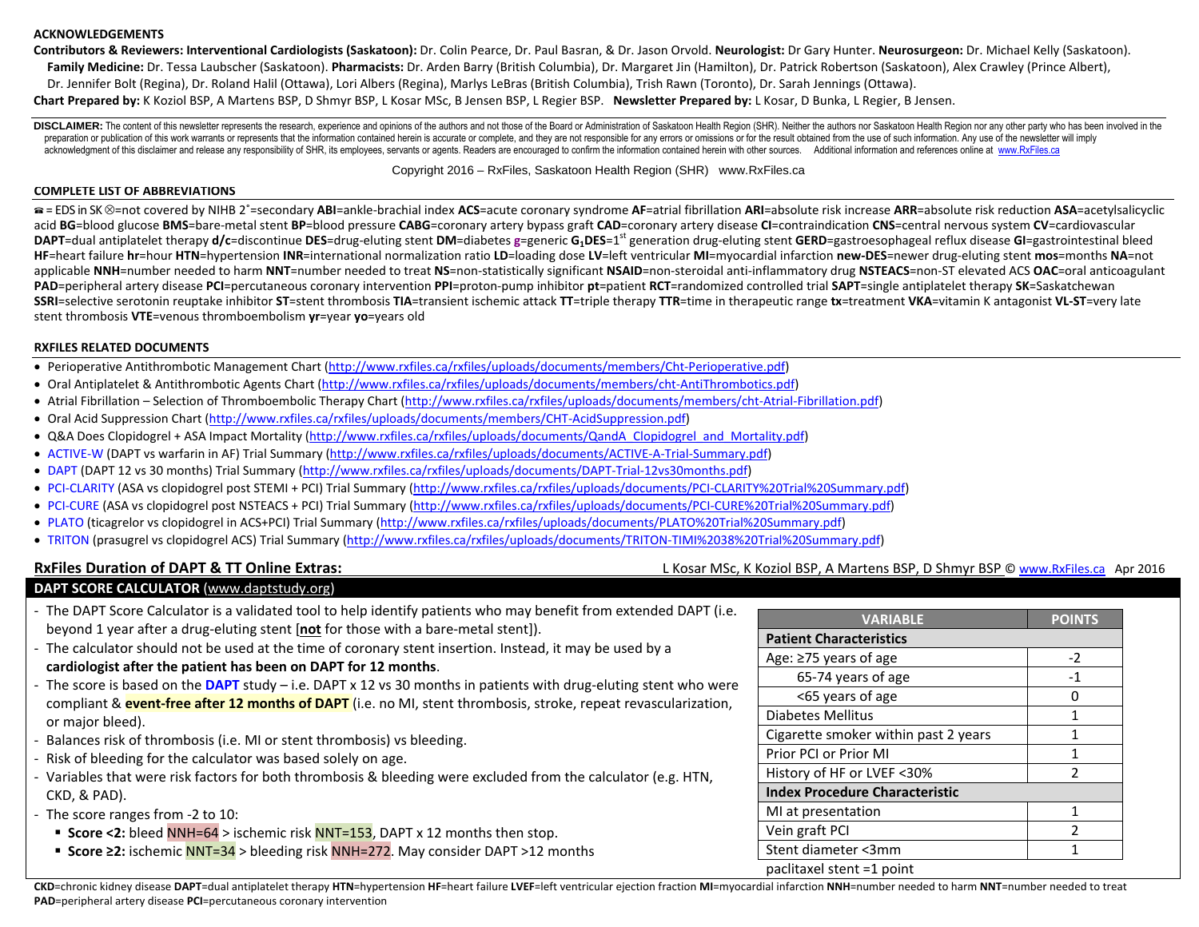## ACKNOWLEDGEMENTS

**Contributors & Reviewers: Interventional Cardiologists (Saskatoon):** Dr. Colin Pearce, Dr. Paul Basran, & Dr. Jason Orvold. **Neurologist:** Dr Gary Hunter. **Neurosurgeon:** Dr. Michael Kelly (Saskatoon). **Family Medicine:** Dr. Tessa Laubscher (Saskatoon). **Pharmacists:** Dr. Arden Barry (British Columbia), Dr. Margaret Jin (Hamilton), Dr. Patrick Robertson (Saskatoon), Alex Crawley (Prince Albert), Dr. Jennifer Bolt (Regina), Dr. Roland Halil (Ottawa), Lori Albers (Regina), Marlys LeBras (British Columbia), Trish Rawn (Toronto), Dr. Sarah Jennings (Ottawa).

**Chart Prepared by:** K Koziol BSP, A Martens BSP, D Shmyr BSP, L Kosar MSc, B Jensen BSP, L Regier BSP. **Newsletter Prepared by:** L Kosar, D Bunka, L Regier, B Jensen.

**DISCLAIMER:** The content of this newsletter represents the research, experience and opinions of the authors and not those of the Board or Administration of Saskatoon Health Region (SHR). Neither the authors nor Saskatoon Health Region nor any other party who has been involved in the preparation or publication of this work warrants or represents that the information contained herein is accurate or complete, and they are not responsible for any errors or omissions or for the result obtained from the use of such information. Any use of the newsletter will imply acknowledgment of this disclaimer and release any responsibility of SHR, its employees, servants or agents. Readers are encouraged to confirm the information contained herein with other sources. Additional information and references online at www.RxFiles.ca

Copyright 2016 – RxFiles, Saskatoon Health Region (SHR) www.RxFiles.ca

## COMPLETE LIST OF ABBREVIATIONS

☎ = EDS in SK ⊗=not covered by NIHB 2°=secondary **ABI**=ankle-brachial index **ACS**=acute coronary syndrome **AF**=atrial fibrillation **ARI**=absolute risk increase **ARR**=absolute risk reduction **ASA**=acetylsalicyclic acid **BG**=blood glucose **BMS**=bare-metal stent **BP**=blood pressure **CABG**=coronary artery bypass graft **CAD**=coronary artery disease **CI**=contraindication **CNS**=central nervous system **CV**=cardiovascular **DAPT**=dual antiplatelet therapy **d/c**=discontinue **DES**=drug-eluting stent **DM**=diabetes **g**=generic **$G_1$DES**=1st generation drug-eluting stent **GERD**=gastroesophageal reflux disease **GI**=gastrointestinal bleed **HF**=heart failure **hr**=hour **HTN**=hypertension **INR**=international normalization ratio **LD**=loading dose **LV**=left ventricular **MI**=myocardial infarction **new-DES**=newer drug-eluting stent **mos**=months **NA**=not applicable **NNH**=number needed to harm **NNT**=number needed to treat **NS**=non-statistically significant **NSAID**=non-steroidal anti-inflammatory drug **NSTEACS**=non-ST elevated ACS **OAC**=oral anticoagulant **PAD**=peripheral artery disease **PCI**=percutaneous coronary intervention **PPI**=proton-pump inhibitor **pt**=patient **RCT**=randomized controlled trial **SAPT**=single antiplatelet therapy **SK**=Saskatchewan **SSRI**=selective serotonin reuptake inhibitor **ST**=stent thrombosis **TIA**=transient ischemic attack **TT**=triple therapy **TTR**=time in therapeutic range **tx**=treatment **VKA**=vitamin K antagonist **VL-ST**=very late stent thrombosis **VTE**=venous thromboembolism **yr**=year **yo**=years old

## RXFILES RELATED DOCUMENTS

- Perioperative Antithrombotic Management Chart (http://www.rxfiles.ca/rxfiles/uploads/documents/members/Cht-Perioperative.pdf)
- Oral Antiplatelet & Antithrombotic Agents Chart (http://www.rxfiles.ca/rxfiles/uploads/documents/members/cht-AntiThrombotics.pdf)
- Atrial Fibrillation – Selection of Thromboembolic Therapy Chart (http://www.rxfiles.ca/rxfiles/uploads/documents/members/cht-Atrial-Fibrillation.pdf)
- Oral Acid Suppression Chart (http://www.rxfiles.ca/rxfiles/uploads/documents/members/CHT-AcidSuppression.pdf)
- Q&A Does Clopidogrel + ASA Impact Mortality (http://www.rxfiles.ca/rxfiles/uploads/documents/QandA_Clopidogrel_and_Mortality.pdf)
- ACTIVE-W (DAPT vs warfarin in AF) Trial Summary (http://www.rxfiles.ca/rxfiles/uploads/documents/ACTIVE-A-Trial-Summary.pdf)
- DAPT (DAPT 12 vs 30 months) Trial Summary (http://www.rxfiles.ca/rxfiles/uploads/documents/DAPT-Trial-12vs30months.pdf)
- PCI-CLARITY (ASA vs clopidogrel post STEMI + PCI) Trial Summary (http://www.rxfiles.ca/rxfiles/uploads/documents/PCI-CLARITY%20Trial%20Summary.pdf)
- PCI-CURE (ASA vs clopidogrel post NSTEACS + PCI) Trial Summary (http://www.rxfiles.ca/rxfiles/uploads/documents/PCI-CURE%20Trial%20Summary.pdf)
- PLATO (ticagrelor vs clopidogrel in ACS+PCI) Trial Summary (http://www.rxfiles.ca/rxfiles/uploads/documents/PLATO%20Trial%20Summary.pdf)
- TRITON (prasugrel vs clopidogrel ACS) Trial Summary (http://www.rxfiles.ca/rxfiles/uploads/documents/TRITON-TIMI%2038%20Trial%20Summary.pdf)

## RxFiles Duration of DAPT & TT Online Extras:

L Kosar MSc, K Koziol BSP, A Martens BSP, D Shmyr BSP © www.RxFiles.ca Apr 2016

### DAPT SCORE CALCULATOR (www.daptstudy.org)

- The DAPT Score Calculator is a validated tool to help identify patients who may benefit from extended DAPT (i.e. beyond 1 year after a drug-eluting stent [**not** for those with a bare-metal stent]).
- The calculator should not be used at the time of coronary stent insertion. Instead, it may be used by a **cardiologist after the patient has been on DAPT for 12 months**.
- The score is based on the **DAPT** study – i.e. DAPT x 12 vs 30 months in patients with drug-eluting stent who were compliant & **event-free after 12 months of DAPT** (i.e. no MI, stent thrombosis, stroke, repeat revascularization, or major bleed).
- Balances risk of thrombosis (i.e. MI or stent thrombosis) vs bleeding.
- Risk of bleeding for the calculator was based solely on age.
- Variables that were risk factors for both thrombosis & bleeding were excluded from the calculator (e.g. HTN, CKD, & PAD).
- The score ranges from -2 to 10:
  - **Score <2:** bleed NNH=64 > ischemic risk NNT=153, DAPT x 12 months then stop.
  - **Score ≥2:** ischemic NNT=34 > bleeding risk NNH=272. May consider DAPT >12 months

| VARIABLE | POINTS |
|---|---|
| **Patient Characteristics** | |
| Age: ≥75 years of age | -2 |
| 65-74 years of age | -1 |
| <65 years of age | 0 |
| Diabetes Mellitus | 1 |
| Cigarette smoker within past 2 years | 1 |
| Prior PCI or Prior MI | 1 |
| History of HF or LVEF <30% | 2 |
| **Index Procedure Characteristic** | |
| MI at presentation | 1 |
| Vein graft PCI | 2 |
| Stent diameter <3mm | 1 |
| paclitaxel stent =1 point | |

**CKD**=chronic kidney disease **DAPT**=dual antiplatelet therapy **HTN**=hypertension **HF**=heart failure **LVEF**=left ventricular ejection fraction **MI**=myocardial infarction **NNH**=number needed to harm **NNT**=number needed to treat **PAD**=peripheral artery disease **PCI**=percutaneous coronary intervention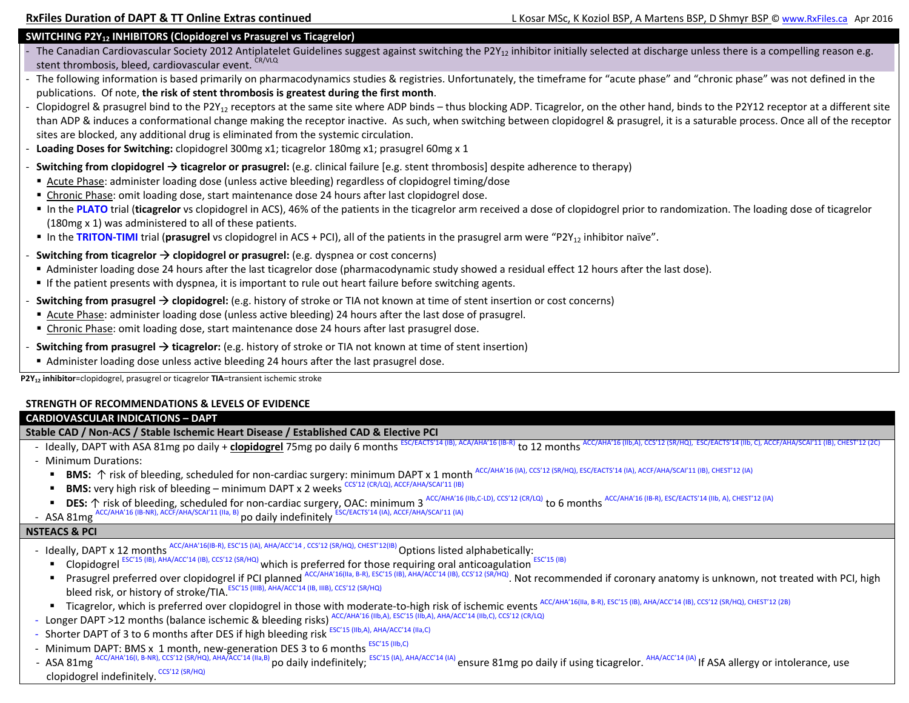## SWITCHING $P2Y_{12}$ INHIBITORS (Clopidogrel vs Prasugrel vs Ticagrelor)

- The Canadian Cardiovascular Society 2012 Antiplatelet Guidelines suggest against switching the $P2Y_{12}$ inhibitor initially selected at discharge unless there is a compelling reason e.g. stent thrombosis, bleed, cardiovascular event. [CR/VLQ]
- The following information is based primarily on pharmacodynamics studies & registries. Unfortunately, the timeframe for "acute phase" and "chronic phase" was not defined in the publications. Of note, **the risk of stent thrombosis is greatest during the first month**.
- Clopidogrel & prasugrel bind to the $P2Y_{12}$ receptors at the same site where ADP binds – thus blocking ADP. Ticagrelor, on the other hand, binds to the P2Y12 receptor at a different site than ADP & induces a conformational change making the receptor inactive. As such, when switching between clopidogrel & prasugrel, it is a saturable process. Once all of the receptor sites are blocked, any additional drug is eliminated from the systemic circulation.
- **Loading Doses for Switching:** clopidogrel 300mg x1; ticagrelor 180mg x1; prasugrel 60mg x 1
- **Switching from clopidogrel → ticagrelor or prasugrel:** (e.g. clinical failure [e.g. stent thrombosis] despite adherence to therapy)
  - Acute Phase: administer loading dose (unless active bleeding) regardless of clopidogrel timing/dose
  - Chronic Phase: omit loading dose, start maintenance dose 24 hours after last clopidogrel dose.
  - In the **PLATO** trial (**ticagrelor** vs clopidogrel in ACS), 46% of the patients in the ticagrelor arm received a dose of clopidogrel prior to randomization. The loading dose of ticagrelor (180mg x 1) was administered to all of these patients.
  - In the **TRITON-TIMI** trial (**prasugrel** vs clopidogrel in ACS + PCI), all of the patients in the prasugrel arm were "$P2Y_{12}$ inhibitor naïve".
- **Switching from ticagrelor → clopidogrel or prasugrel:** (e.g. dyspnea or cost concerns)
  - Administer loading dose 24 hours after the last ticagrelor dose (pharmacodynamic study showed a residual effect 12 hours after the last dose).
  - If the patient presents with dyspnea, it is important to rule out heart failure before switching agents.
- **Switching from prasugrel → clopidogrel:** (e.g. history of stroke or TIA not known at time of stent insertion or cost concerns)
  - Acute Phase: administer loading dose (unless active bleeding) 24 hours after the last dose of prasugrel.
  - Chronic Phase: omit loading dose, start maintenance dose 24 hours after last prasugrel dose.
- **Switching from prasugrel → ticagrelor:** (e.g. history of stroke or TIA not known at time of stent insertion)
  - Administer loading dose unless active bleeding 24 hours after the last prasugrel dose.

**$P2Y_{12}$ inhibitor**=clopidogrel, prasugrel or ticagrelor **TIA**=transient ischemic stroke

## STRENGTH OF RECOMMENDATIONS & LEVELS OF EVIDENCE

### CARDIOVASCULAR INDICATIONS – DAPT

#### Stable CAD / Non-ACS / Stable Ischemic Heart Disease / Established CAD & Elective PCI

- Ideally, DAPT with ASA 81mg po daily + **clopidogrel** 75mg po daily 6 months [ESC/EACTS'14 (IB), ACA/AHA'16 (IB-R)] to 12 months [ACC/AHA'16 (IIb,A), CCS'12 (SR/HQ), ESC/EACTS'14 (IIb, C), ACCF/AHA/SCAI'11 (IB), CHEST'12 (2C)]
- Minimum Durations:
  - **BMS:** ↑ risk of bleeding, scheduled for non-cardiac surgery: minimum DAPT x 1 month [ACC/AHA'16 (IA), CCS'12 (SR/HQ), ESC/EACTS'14 (IA), ACCF/AHA/SCAI'11 (IB), CHEST'12 (IA)]
  - **BMS:** very high risk of bleeding – minimum DAPT x 2 weeks [CCS'12 (CR/LQ), ACCF/AHA/SCAI'11 (IB)]
  - **DES:** ↑ risk of bleeding, scheduled for non-cardiac surgery, OAC: minimum 3 [ACC/AHA'16 (IIb,C-LD), CCS'12 (CR/LQ)] to 6 months [ACC/AHA'16 (IB-R), ESC/EACTS'14 (IIb, A), CHEST'12 (IA)]
- ASA 81mg [ACC/AHA'16 (IB-NR), ACCF/AHA/SCAI'11 (IIa, B)] po daily indefinitely [ESC/EACTS'14 (IA), ACCF/AHA/SCAI'11 (IA)]

#### NSTEACS & PCI

- Ideally, DAPT x 12 months [ACC/AHA'16(IB-R), ESC'15 (IA), AHA/ACC'14 , CCS'12 (SR/HQ), CHEST'12(IB)] Options listed alphabetically:
  - Clopidogrel [ESC'15 (IB), AHA/ACC'14 (IB), CCS'12 (SR/HQ)] which is preferred for those requiring oral anticoagulation [ESC'15 (IB)]
  - Prasugrel preferred over clopidogrel if PCI planned [ACC/AHA'16(IIa, B-R), ESC'15 (IB), AHA/ACC'14 (IB), CCS'12 (SR/HQ)]. Not recommended if coronary anatomy is unknown, not treated with PCI, high bleed risk, or history of stroke/TIA. [ESC'15 (IIIB), AHA/ACC'14 (IB, IIIB), CCS'12 (SR/HQ)]
  - Ticagrelor, which is preferred over clopidogrel in those with moderate-to-high risk of ischemic events [ACC/AHA'16(IIa, B-R), ESC'15 (IB), AHA/ACC'14 (IB), CCS'12 (SR/HQ), CHEST'12 (2B)]
- Longer DAPT >12 months (balance ischemic & bleeding risks) [ACC/AHA'16 (IIb,A), ESC'15 (IIb,A), AHA/ACC'14 (IIb,C), CCS'12 (CR/LQ)]
- Shorter DAPT of 3 to 6 months after DES if high bleeding risk [ESC'15 (IIb,A), AHA/ACC'14 (IIa,C)]
- Minimum DAPT: BMS x 1 month, new-generation DES 3 to 6 months [ESC'15 (IIb,C)]
- ASA 81mg [ACC/AHA'16(I, B-NR), CCS'12 (SR/HQ), AHA/ACC'14 (IIa,B)] po daily indefinitely; [ESC'15 (IA), AHA/ACC'14 (IA)] ensure 81mg po daily if using ticagrelor. [AHA/ACC'14 (IA)] If ASA allergy or intolerance, use clopidogrel indefinitely. [CCS'12 (SR/HQ)]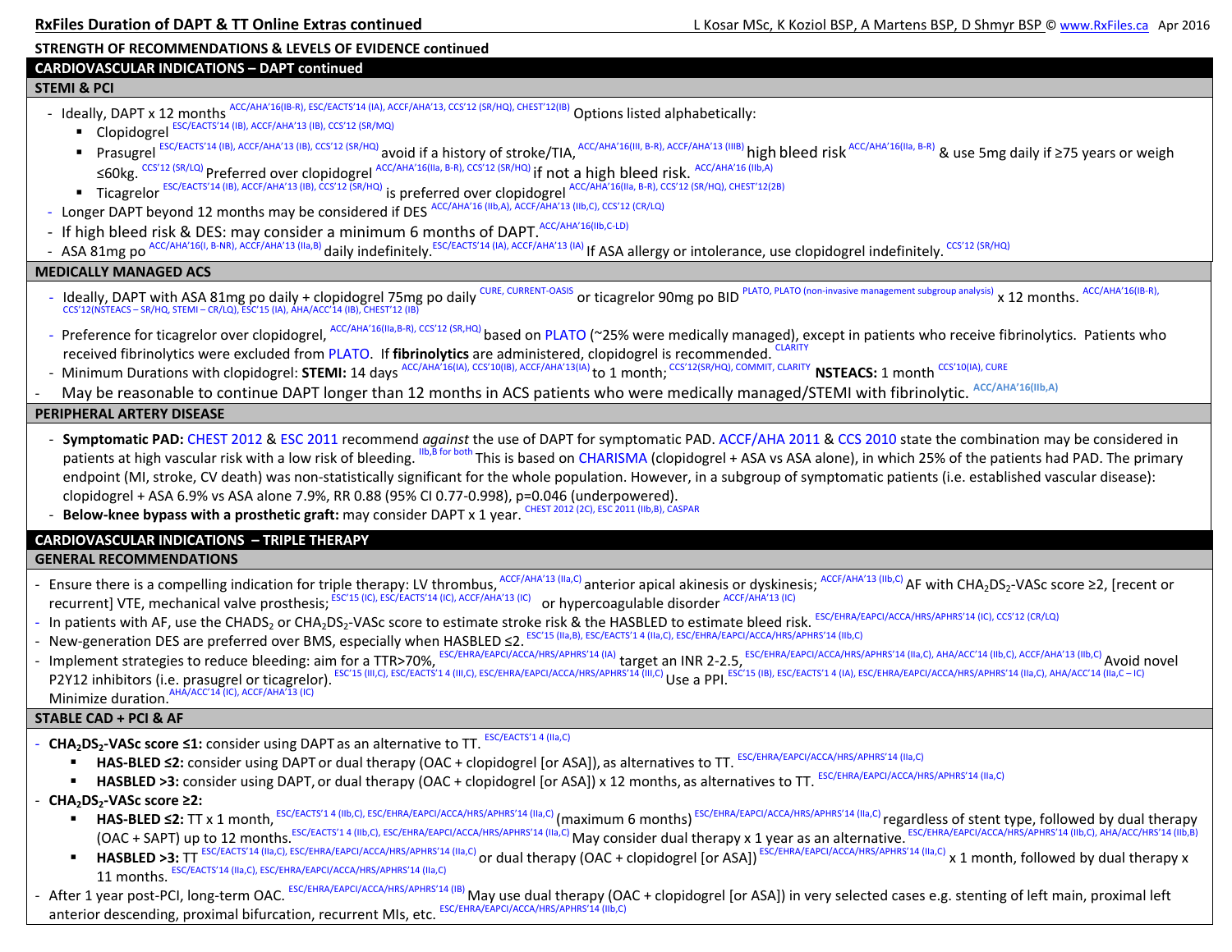## STRENGTH OF RECOMMENDATIONS & LEVELS OF EVIDENCE continued

### CARDIOVASCULAR INDICATIONS – DAPT continued

#### STEMI & PCI

- Ideally, DAPT x 12 months [ACC/AHA'16(IB-R), ESC/EACTS'14 (IA), ACCF/AHA'13, CCS'12 (SR/HQ), CHEST'12(IB)] Options listed alphabetically:
  - Clopidogrel [ESC/EACTS'14 (IB), ACCF/AHA'13 (IB), CCS'12 (SR/MQ)]
  - Prasugrel [ESC/EACTS'14 (IB), ACCF/AHA'13 (IB), CCS'12 (SR/HQ)] avoid if a history of stroke/TIA, [ACC/AHA'16(III, B-R), ACCF/AHA'13 (IIIB)] high bleed risk [ACC/AHA'16(IIa, B-R)] & use 5mg daily if ≥75 years or weigh ≤60kg. [CCS'12 (SR/LQ)] Preferred over clopidogrel [ACC/AHA'16(IIa, B-R), CCS'12 (SR/HQ)] if not a high bleed risk. [ACC/AHA'16 (IIb,A)]
  - Ticagrelor [ESC/EACTS'14 (IB), ACCF/AHA'13 (IB), CCS'12 (SR/HQ)] is preferred over clopidogrel [ACC/AHA'16(IIa, B-R), CCS'12 (SR/HQ), CHEST'12(2B)]
- Longer DAPT beyond 12 months may be considered if DES [ACC/AHA'16 (IIb,A), ACCF/AHA'13 (IIb,C), CCS'12 (CR/LQ)]
- If high bleed risk & DES: may consider a minimum 6 months of DAPT. [ACC/AHA'16(IIb,C-LD)]
- ASA 81mg po [ACC/AHA'16(I, B-NR), ACCF/AHA'13 (IIa,B)] daily indefinitely. [ESC/EACTS'14 (IA), ACCF/AHA'13 (IA)] If ASA allergy or intolerance, use clopidogrel indefinitely. [CCS'12 (SR/HQ)]

#### MEDICALLY MANAGED ACS

- Ideally, DAPT with ASA 81mg po daily + clopidogrel 75mg po daily [CURE, CURRENT-OASIS] or ticagrelor 90mg po BID [PLATO, PLATO (non-invasive management subgroup analysis)] x 12 months. [ACC/AHA'16(IB-R), CCS'12(NSTEACS – SR/HQ, STEMI – CR/LQ), ESC'15 (IA), AHA/ACC'14 (IB), CHEST'12 (IB)]
- Preference for ticagrelor over clopidogrel, [ACC/AHA'16(IIa,B-R), CCS'12 (SR,HQ)] based on PLATO (~25% were medically managed), except in patients who receive fibrinolytics. Patients who received fibrinolytics were excluded from PLATO. If **fibrinolytics** are administered, clopidogrel is recommended. [CLARITY]
- Minimum Durations with clopidogrel: **STEMI:** 14 days [ACC/AHA'16(IA), CCS'10(IB), ACCF/AHA'13(IA)] to 1 month; [CCS'12(SR/HQ), COMMIT, CLARITY] **NSTEACS:** 1 month [CCS'10(IA), CURE]
- May be reasonable to continue DAPT longer than 12 months in ACS patients who were medically managed/STEMI with fibrinolytic. [ACC/AHA'16(IIb,A)]

#### PERIPHERAL ARTERY DISEASE

- **Symptomatic PAD:** CHEST 2012 & ESC 2011 recommend *against* the use of DAPT for symptomatic PAD. ACCF/AHA 2011 & CCS 2010 state the combination may be considered in patients at high vascular risk with a low risk of bleeding. [IIb,B for both] This is based on CHARISMA (clopidogrel + ASA vs ASA alone), in which 25% of the patients had PAD. The primary endpoint (MI, stroke, CV death) was non-statistically significant for the whole population. However, in a subgroup of symptomatic patients (i.e. established vascular disease): clopidogrel + ASA 6.9% vs ASA alone 7.9%, RR 0.88 (95% CI 0.77-0.998), p=0.046 (underpowered).
- **Below-knee bypass with a prosthetic graft:** may consider DAPT x 1 year. [CHEST 2012 (2C), ESC 2011 (IIb,B), CASPAR]

### CARDIOVASCULAR INDICATIONS – TRIPLE THERAPY

#### GENERAL RECOMMENDATIONS

- Ensure there is a compelling indication for triple therapy: LV thrombus, [ACCF/AHA'13 (IIa,C)] anterior apical akinesis or dyskinesis; [ACCF/AHA'13 (IIb,C)] AF with $CHA_2DS_2$-VASc score ≥2, [recent or recurrent] VTE, mechanical valve prosthesis; [ESC'15 (IC), ESC/EACTS'14 (IC), ACCF/AHA'13 (IC)] or hypercoagulable disorder [ACCF/AHA'13 (IC)]
- In patients with AF, use the $CHADS_2$ or $CHA_2DS_2$-VASc score to estimate stroke risk & the HASBLED to estimate bleed risk. [ESC/EHRA/EAPCI/ACCA/HRS/APHRS'14 (IC), CCS'12 (CR/LQ)]
- New-generation DES are preferred over BMS, especially when HASBLED ≤2. [ESC'15 (IIa,B), ESC/EACTS'14 (IIa,C), ESC/EHRA/EAPCI/ACCA/HRS/APHRS'14 (IIb,C)]
- Implement strategies to reduce bleeding: aim for a TTR>70%, [ESC/EHRA/EAPCI/ACCA/HRS/APHRS'14 (IA)] target an INR 2-2.5, [ESC/EHRA/EAPCI/ACCA/HRS/APHRS'14 (IIa,C), AHA/ACC'14 (IIb,C), ACCF/AHA'13 (IIb,C)] Avoid novel P2Y12 inhibitors (i.e. prasugrel or ticagrelor). [ESC'15 (III,C), ESC/EACTS'14 (III,C), ESC/EHRA/EAPCI/ACCA/HRS/APHRS'14 (III,C)] Use a PPI. [ESC'15 (IB), ESC/EACTS'14 (IA), ESC/EHRA/EAPCI/ACCA/HRS/APHRS'14 (IIa,C), AHA/ACC'14 (IIa,C – IC)] Minimize duration. [AHA/ACC'14 (IC), ACCF/AHA'13 (IC)]

#### STABLE CAD + PCI & AF

- **$CHA_2DS_2$-VASc score ≤1:** consider using DAPT as an alternative to TT. [ESC/EACTS'14 (IIa,C)]
  - **HAS-BLED ≤2:** consider using DAPT or dual therapy (OAC + clopidogrel [or ASA]), as alternatives to TT. [ESC/EHRA/EAPCI/ACCA/HRS/APHRS'14 (IIa,C)]
  - **HASBLED >3:** consider using DAPT, or dual therapy (OAC + clopidogrel [or ASA]) x 12 months, as alternatives to TT. [ESC/EHRA/EAPCI/ACCA/HRS/APHRS'14 (IIa,C)]
- **$CHA_2DS_2$-VASc score ≥2:**
  - **HAS-BLED ≤2:** TT x 1 month, [ESC/EACTS'14 (IIb,C), ESC/EHRA/EAPCI/ACCA/HRS/APHRS'14 (IIa,C)] (maximum 6 months) [ESC/EHRA/EAPCI/ACCA/HRS/APHRS'14 (IIa,C)] regardless of stent type, followed by dual therapy (OAC + SAPT) up to 12 months. [ESC/EACTS'14 (IIb,C), ESC/EHRA/EAPCI/ACCA/HRS/APHRS'14 (IIa,C)] May consider dual therapy x 1 year as an alternative. [ESC/EHRA/EAPCI/ACCA/HRS/APHRS'14 (IIb,C), AHA/ACC/HRS'14 (IIb,B)]
  - **HASBLED >3:** TT [ESC/EACTS'14 (IIa,C), ESC/EHRA/EAPCI/ACCA/HRS/APHRS'14 (IIa,C)] or dual therapy (OAC + clopidogrel [or ASA]) [ESC/EHRA/EAPCI/ACCA/HRS/APHRS'14 (IIa,C)] x 1 month, followed by dual therapy x 11 months. [ESC/EACTS'14 (IIa,C), ESC/EHRA/EAPCI/ACCA/HRS/APHRS'14 (IIa,C)]
- After 1 year post-PCI, long-term OAC. [ESC/EHRA/EAPCI/ACCA/HRS/APHRS'14 (IB)] May use dual therapy (OAC + clopidogrel [or ASA]) in very selected cases e.g. stenting of left main, proximal left anterior descending, proximal bifurcation, recurrent MIs, etc. [ESC/EHRA/EAPCI/ACCA/HRS/APHRS'14 (IIb,C)]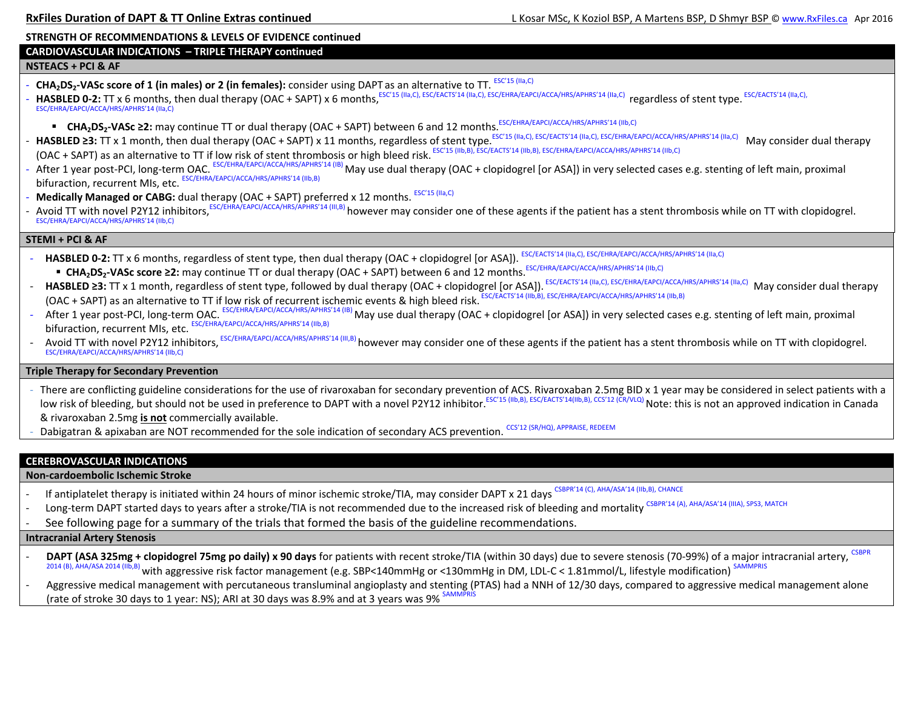## STRENGTH OF RECOMMENDATIONS & LEVELS OF EVIDENCE continued

### CARDIOVASCULAR INDICATIONS – TRIPLE THERAPY continued

#### NSTEACS + PCI & AF

- **$CHA_2DS_2$-VASc score of 1 (in males) or 2 (in females):** consider using DAPT as an alternative to TT. [ESC'15 (IIa,C)]
- **HASBLED 0-2:** TT x 6 months, then dual therapy (OAC + SAPT) x 6 months, [ESC'15 (IIa,C), ESC/EACTS'14 (IIa,C), ESC/EHRA/EAPCI/ACCA/HRS/APHRS'14 (IIa,C)] regardless of stent type. [ESC/EACTS'14 (IIa,C), ESC/EHRA/EAPCI/ACCA/HRS/APHRS'14 (IIa,C)]
  - **$CHA_2DS_2$-VASc ≥2:** may continue TT or dual therapy (OAC + SAPT) between 6 and 12 months. [ESC/EHRA/EAPCI/ACCA/HRS/APHRS'14 (IIb,C)]
- **HASBLED ≥3:** TT x 1 month, then dual therapy (OAC + SAPT) x 11 months, regardless of stent type. [ESC'15 (IIa,C), ESC/EACTS'14 (IIa,C), ESC/EHRA/EAPCI/ACCA/HRS/APHRS'14 (IIa,C)] May consider dual therapy (OAC + SAPT) as an alternative to TT if low risk of stent thrombosis or high bleed risk. [ESC'15 (IIb,B), ESC/EACTS'14 (IIb,B), ESC/EHRA/EAPCI/ACCA/HRS/APHRS'14 (IIb,C)]
- After 1 year post-PCI, long-term OAC. [ESC/EHRA/EAPCI/ACCA/HRS/APHRS'14 (IB)] May use dual therapy (OAC + clopidogrel [or ASA]) in very selected cases e.g. stenting of left main, proximal bifuraction, recurrent MIs, etc. [ESC/EHRA/EAPCI/ACCA/HRS/APHRS'14 (IIb,B)]
- **Medically Managed or CABG:** dual therapy (OAC + SAPT) preferred x 12 months. [ESC'15 (IIa,C)]
- Avoid TT with novel P2Y12 inhibitors, [ESC/EHRA/EAPCI/ACCA/HRS/APHRS'14 (III,B)] however may consider one of these agents if the patient has a stent thrombosis while on TT with clopidogrel. [ESC/EHRA/EAPCI/ACCA/HRS/APHRS'14 (IIb,C)]

#### STEMI + PCI & AF

- **HASBLED 0-2:** TT x 6 months, regardless of stent type, then dual therapy (OAC + clopidogrel [or ASA]). [ESC/EACTS'14 (IIa,C), ESC/EHRA/EAPCI/ACCA/HRS/APHRS'14 (IIa,C)]
  - **$CHA_2DS_2$-VASc score ≥2:** may continue TT or dual therapy (OAC + SAPT) between 6 and 12 months. [ESC/EHRA/EAPCI/ACCA/HRS/APHRS'14 (IIb,C)]
- **HASBLED ≥3:** TT x 1 month, regardless of stent type, followed by dual therapy (OAC + clopidogrel [or ASA]). [ESC/EACTS'14 (IIa,C), ESC/EHRA/EAPCI/ACCA/HRS/APHRS'14 (IIa,C)] May consider dual therapy (OAC + SAPT) as an alternative to TT if low risk of recurrent ischemic events & high bleed risk. [ESC/EACTS'14 (IIb,B), ESC/EHRA/EAPCI/ACCA/HRS/APHRS'14 (IIb,B)]
- After 1 year post-PCI, long-term OAC. [ESC/EHRA/EAPCI/ACCA/HRS/APHRS'14 (IB)] May use dual therapy (OAC + clopidogrel [or ASA]) in very selected cases e.g. stenting of left main, proximal bifuraction, recurrent MIs, etc. [ESC/EHRA/EAPCI/ACCA/HRS/APHRS'14 (IIb,B)]
- Avoid TT with novel P2Y12 inhibitors, [ESC/EHRA/EAPCI/ACCA/HRS/APHRS'14 (III,B)] however may consider one of these agents if the patient has a stent thrombosis while on TT with clopidogrel. [ESC/EHRA/EAPCI/ACCA/HRS/APHRS'14 (IIb,C)]

#### Triple Therapy for Secondary Prevention

- There are conflicting guideline considerations for the use of rivaroxaban for secondary prevention of ACS. Rivaroxaban 2.5mg BID x 1 year may be considered in select patients with a low risk of bleeding, but should not be used in preference to DAPT with a novel P2Y12 inhibitor. [ESC'15 (IIb,B), ESC/EACTS'14(IIb,B), CCS'12 (CR/VLQ)] Note: this is not an approved indication in Canada & rivaroxaban 2.5mg **is not** commercially available.
- Dabigatran & apixaban are NOT recommended for the sole indication of secondary ACS prevention. [CCS'12 (SR/HQ), APPRAISE, REDEEM]

### CEREBROVASCULAR INDICATIONS

#### Non-cardioembolic Ischemic Stroke

- If antiplatelet therapy is initiated within 24 hours of minor ischemic stroke/TIA, may consider DAPT x 21 days [CSBPR'14 (C), AHA/ASA'14 (IIb,B), CHANCE]
- Long-term DAPT started days to years after a stroke/TIA is not recommended due to the increased risk of bleeding and mortality [CSBPR'14 (A), AHA/ASA'14 (IIIA), SPS3, MATCH]
- See following page for a summary of the trials that formed the basis of the guideline recommendations.

#### Intracranial Artery Stenosis

- **DAPT (ASA 325mg + clopidogrel 75mg po daily) x 90 days** for patients with recent stroke/TIA (within 30 days) due to severe stenosis (70-99%) of a major intracranial artery, [CSBPR 2014 (B), AHA/ASA 2014 (IIb,B)] with aggressive risk factor management (e.g. SBP<140mmHg or <130mmHg in DM, LDL-C < 1.81mmol/L, lifestyle modification) [SAMMPRIS]
- Aggressive medical management with percutaneous transluminal angioplasty and stenting (PTAS) had a NNH of 12/30 days, compared to aggressive medical management alone (rate of stroke 30 days to 1 year: NS); ARI at 30 days was 8.9% and at 3 years was 9% [SAMMPRIS]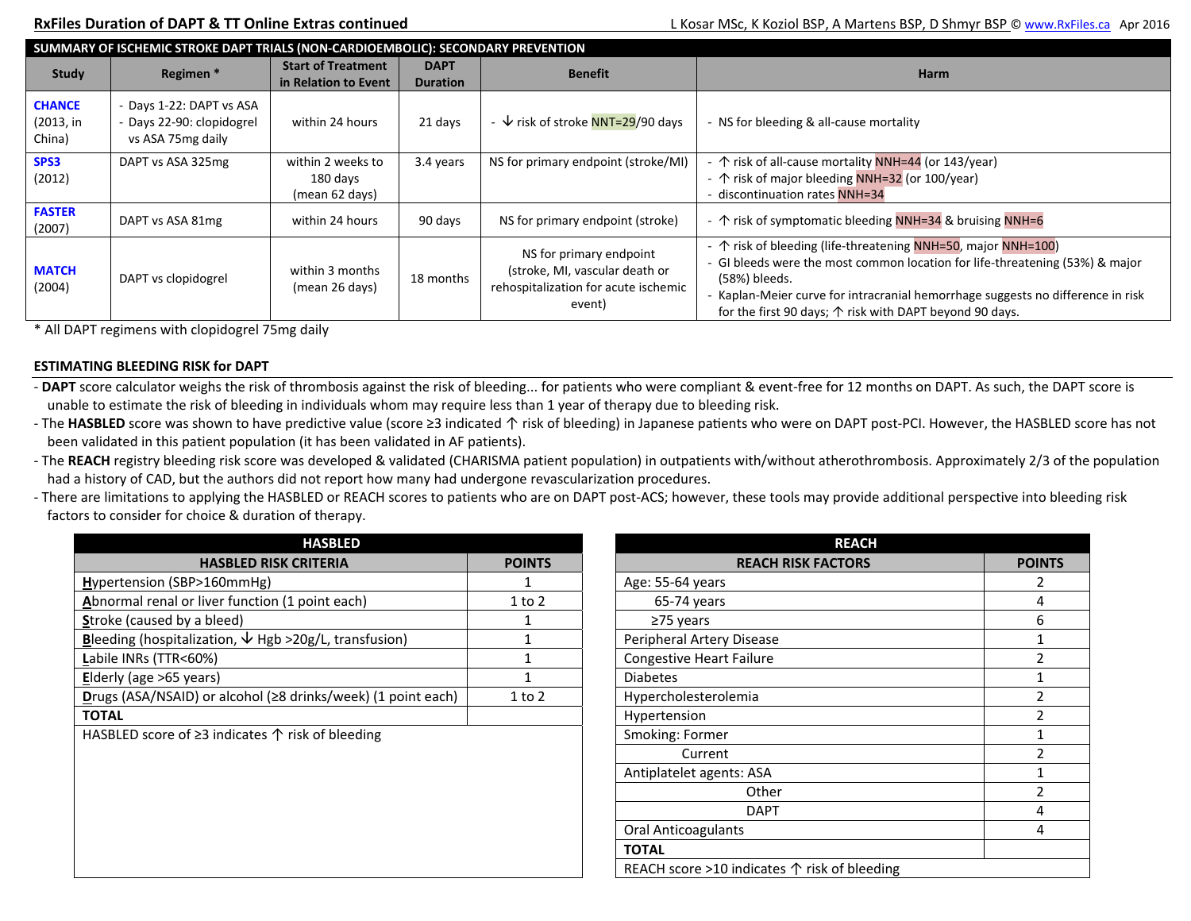## SUMMARY OF ISCHEMIC STROKE DAPT TRIALS (NON-CARDIOEMBOLIC): SECONDARY PREVENTION

| Study | Regimen * | Start of Treatment in Relation to Event | DAPT Duration | Benefit | Harm |
|---|---|---|---|---|---|
| **CHANCE** (2013, in China) | - Days 1-22: DAPT vs ASA<br>- Days 22-90: clopidogrel vs ASA 75mg daily | within 24 hours | 21 days | - ↓ risk of stroke NNT=29/90 days | - NS for bleeding & all-cause mortality |
| **SPS3** (2012) | DAPT vs ASA 325mg | within 2 weeks to 180 days (mean 62 days) | 3.4 years | NS for primary endpoint (stroke/MI) | - ↑ risk of all-cause mortality NNH=44 (or 143/year)<br>- ↑ risk of major bleeding NNH=32 (or 100/year)<br>- discontinuation rates NNH=34 |
| **FASTER** (2007) | DAPT vs ASA 81mg | within 24 hours | 90 days | NS for primary endpoint (stroke) | - ↑ risk of symptomatic bleeding NNH=34 & bruising NNH=6 |
| **MATCH** (2004) | DAPT vs clopidogrel | within 3 months (mean 26 days) | 18 months | NS for primary endpoint (stroke, MI, vascular death or rehospitalization for acute ischemic event) | - ↑ risk of bleeding (life-threatening NNH=50, major NNH=100)<br>- GI bleeds were the most common location for life-threatening (53%) & major (58%) bleeds.<br>- Kaplan-Meier curve for intracranial hemorrhage suggests no difference in risk for the first 90 days; ↑ risk with DAPT beyond 90 days. |

* All DAPT regimens with clopidogrel 75mg daily

## ESTIMATING BLEEDING RISK for DAPT

- **DAPT** score calculator weighs the risk of thrombosis against the risk of bleeding... for patients who were compliant & event-free for 12 months on DAPT. As such, the DAPT score is unable to estimate the risk of bleeding in individuals whom may require less than 1 year of therapy due to bleeding risk.
- The **HASBLED** score was shown to have predictive value (score ≥3 indicated ↑ risk of bleeding) in Japanese patients who were on DAPT post-PCI. However, the HASBLED score has not been validated in this patient population (it has been validated in AF patients).
- The **REACH** registry bleeding risk score was developed & validated (CHARISMA patient population) in outpatients with/without atherothrombosis. Approximately 2/3 of the population had a history of CAD, but the authors did not report how many had undergone revascularization procedures.
- There are limitations to applying the HASBLED or REACH scores to patients who are on DAPT post-ACS; however, these tools may provide additional perspective into bleeding risk factors to consider for choice & duration of therapy.

**HASBLED**

| HASBLED RISK CRITERIA | POINTS |
|---|---|
| **H**ypertension (SBP>160mmHg) | 1 |
| **A**bnormal renal or liver function (1 point each) | 1 to 2 |
| **S**troke (caused by a bleed) | 1 |
| **B**leeding (hospitalization, ↓ Hgb >20g/L, transfusion) | 1 |
| **L**abile INRs (TTR<60%) | 1 |
| **E**lderly (age >65 years) | 1 |
| **D**rugs (ASA/NSAID) or alcohol (≥8 drinks/week) (1 point each) | 1 to 2 |
| **TOTAL** | |
| HASBLED score of ≥3 indicates ↑ risk of bleeding | |

**REACH**

| REACH RISK FACTORS | POINTS |
|---|---|
| Age: 55-64 years | 2 |
| 65-74 years | 4 |
| ≥75 years | 6 |
| Peripheral Artery Disease | 1 |
| Congestive Heart Failure | 2 |
| Diabetes | 1 |
| Hypercholesterolemia | 2 |
| Hypertension | 2 |
| Smoking: Former | 1 |
| Current | 2 |
| Antiplatelet agents: ASA | 1 |
| Other | 2 |
| DAPT | 4 |
| Oral Anticoagulants | 4 |
| **TOTAL** | |
| REACH score >10 indicates ↑ risk of bleeding | |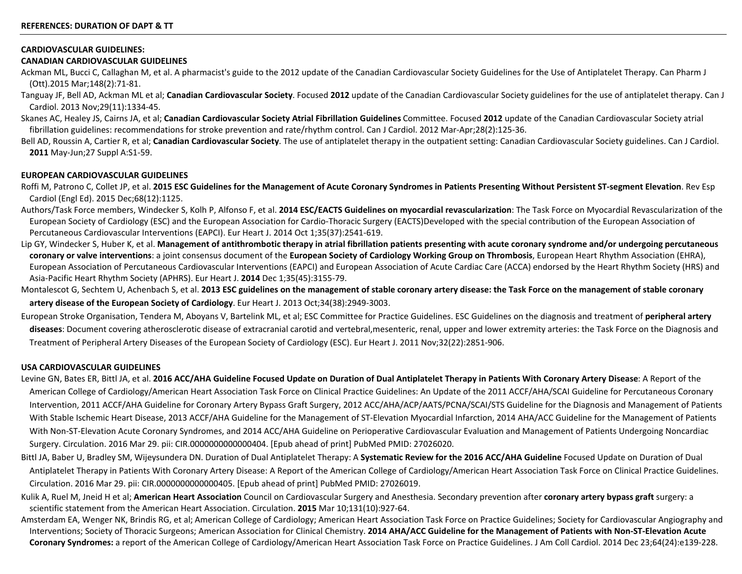**REFERENCES: DURATION OF DAPT & TT**

**CARDIOVASCULAR GUIDELINES:**

**CANADIAN CARDIOVASCULAR GUIDELINES**

Ackman ML, Bucci C, Callaghan M, et al. A pharmacist's guide to the 2012 update of the Canadian Cardiovascular Society Guidelines for the Use of Antiplatelet Therapy. Can Pharm J (Ott).2015 Mar;148(2):71-81.

Tanguay JF, Bell AD, Ackman ML et al; **Canadian Cardiovascular Society**. Focused **2012** update of the Canadian Cardiovascular Society guidelines for the use of antiplatelet therapy. Can J Cardiol. 2013 Nov;29(11):1334-45.

Skanes AC, Healey JS, Cairns JA, et al; **Canadian Cardiovascular Society Atrial Fibrillation Guidelines** Committee. Focused **2012** update of the Canadian Cardiovascular Society atrial fibrillation guidelines: recommendations for stroke prevention and rate/rhythm control. Can J Cardiol. 2012 Mar-Apr;28(2):125-36.

Bell AD, Roussin A, Cartier R, et al; **Canadian Cardiovascular Society**. The use of antiplatelet therapy in the outpatient setting: Canadian Cardiovascular Society guidelines. Can J Cardiol. **2011** May-Jun;27 Suppl A:S1-59.

**EUROPEAN CARDIOVASCULAR GUIDELINES**

Roffi M, Patrono C, Collet JP, et al. **2015 ESC Guidelines for the Management of Acute Coronary Syndromes in Patients Presenting Without Persistent ST-segment Elevation**. Rev Esp Cardiol (Engl Ed). 2015 Dec;68(12):1125.

Authors/Task Force members, Windecker S, Kolh P, Alfonso F, et al. **2014 ESC/EACTS Guidelines on myocardial revascularization**: The Task Force on Myocardial Revascularization of the European Society of Cardiology (ESC) and the European Association for Cardio-Thoracic Surgery (EACTS)Developed with the special contribution of the European Association of Percutaneous Cardiovascular Interventions (EAPCI). Eur Heart J. 2014 Oct 1;35(37):2541-619.

Lip GY, Windecker S, Huber K, et al. **Management of antithrombotic therapy in atrial fibrillation patients presenting with acute coronary syndrome and/or undergoing percutaneous coronary or valve interventions**: a joint consensus document of the **European Society of Cardiology Working Group on Thrombosis**, European Heart Rhythm Association (EHRA), European Association of Percutaneous Cardiovascular Interventions (EAPCI) and European Association of Acute Cardiac Care (ACCA) endorsed by the Heart Rhythm Society (HRS) and Asia-Pacific Heart Rhythm Society (APHRS). Eur Heart J. **2014** Dec 1;35(45):3155-79.

Montalescot G, Sechtem U, Achenbach S, et al. **2013 ESC guidelines on the management of stable coronary artery disease: the Task Force on the management of stable coronary artery disease of the European Society of Cardiology**. Eur Heart J. 2013 Oct;34(38):2949-3003.

European Stroke Organisation, Tendera M, Aboyans V, Bartelink ML, et al; ESC Committee for Practice Guidelines. ESC Guidelines on the diagnosis and treatment of **peripheral artery diseases**: Document covering atherosclerotic disease of extracranial carotid and vertebral,mesenteric, renal, upper and lower extremity arteries: the Task Force on the Diagnosis and Treatment of Peripheral Artery Diseases of the European Society of Cardiology (ESC). Eur Heart J. 2011 Nov;32(22):2851-906.

**USA CARDIOVASCULAR GUIDELINES**

Levine GN, Bates ER, Bittl JA, et al. **2016 ACC/AHA Guideline Focused Update on Duration of Dual Antiplatelet Therapy in Patients With Coronary Artery Disease**: A Report of the American College of Cardiology/American Heart Association Task Force on Clinical Practice Guidelines: An Update of the 2011 ACCF/AHA/SCAI Guideline for Percutaneous Coronary Intervention, 2011 ACCF/AHA Guideline for Coronary Artery Bypass Graft Surgery, 2012 ACC/AHA/ACP/AATS/PCNA/SCAI/STS Guideline for the Diagnosis and Management of Patients With Stable Ischemic Heart Disease, 2013 ACCF/AHA Guideline for the Management of ST-Elevation Myocardial Infarction, 2014 AHA/ACC Guideline for the Management of Patients With Non-ST-Elevation Acute Coronary Syndromes, and 2014 ACC/AHA Guideline on Perioperative Cardiovascular Evaluation and Management of Patients Undergoing Noncardiac Surgery. Circulation. 2016 Mar 29. pii: CIR.0000000000000404. [Epub ahead of print] PubMed PMID: 27026020.

Bittl JA, Baber U, Bradley SM, Wijeysundera DN. Duration of Dual Antiplatelet Therapy: A **Systematic Review for the 2016 ACC/AHA Guideline** Focused Update on Duration of Dual Antiplatelet Therapy in Patients With Coronary Artery Disease: A Report of the American College of Cardiology/American Heart Association Task Force on Clinical Practice Guidelines. Circulation. 2016 Mar 29. pii: CIR.0000000000000405. [Epub ahead of print] PubMed PMID: 27026019.

Kulik A, Ruel M, Jneid H et al; **American Heart Association** Council on Cardiovascular Surgery and Anesthesia. Secondary prevention after **coronary artery bypass graft** surgery: a scientific statement from the American Heart Association. Circulation. **2015** Mar 10;131(10):927-64.

Amsterdam EA, Wenger NK, Brindis RG, et al; American College of Cardiology; American Heart Association Task Force on Practice Guidelines; Society for Cardiovascular Angiography and Interventions; Society of Thoracic Surgeons; American Association for Clinical Chemistry. **2014 AHA/ACC Guideline for the Management of Patients with Non-ST-Elevation Acute Coronary Syndromes:** a report of the American College of Cardiology/American Heart Association Task Force on Practice Guidelines. J Am Coll Cardiol. 2014 Dec 23;64(24):e139-228.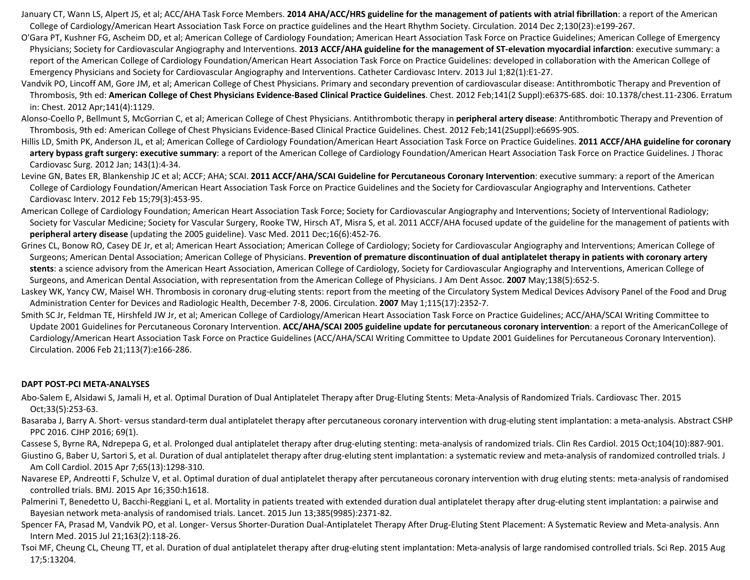January CT, Wann LS, Alpert JS, et al; ACC/AHA Task Force Members. **2014 AHA/ACC/HRS guideline for the management of patients with atrial fibrillation**: a report of the American College of Cardiology/American Heart Association Task Force on practice guidelines and the Heart Rhythm Society. Circulation. 2014 Dec 2;130(23):e199-267.

O'Gara PT, Kushner FG, Ascheim DD, et al; American College of Cardiology Foundation; American Heart Association Task Force on Practice Guidelines; American College of Emergency Physicians; Society for Cardiovascular Angiography and Interventions. **2013 ACCF/AHA guideline for the management of ST-elevation myocardial infarction**: executive summary: a report of the American College of Cardiology Foundation/American Heart Association Task Force on Practice Guidelines: developed in collaboration with the American College of Emergency Physicians and Society for Cardiovascular Angiography and Interventions. Catheter Cardiovasc Interv. 2013 Jul 1;82(1):E1-27.

Vandvik PO, Lincoff AM, Gore JM, et al; American College of Chest Physicians. Primary and secondary prevention of cardiovascular disease: Antithrombotic Therapy and Prevention of Thrombosis, 9th ed: **American College of Chest Physicians Evidence-Based Clinical Practice Guidelines**. Chest. 2012 Feb;141(2 Suppl):e637S-68S. doi: 10.1378/chest.11-2306. Erratum in: Chest. 2012 Apr;141(4):1129.

Alonso-Coello P, Bellmunt S, McGorrian C, et al; American College of Chest Physicians. Antithrombotic therapy in **peripheral artery disease**: Antithrombotic Therapy and Prevention of Thrombosis, 9th ed: American College of Chest Physicians Evidence-Based Clinical Practice Guidelines. Chest. 2012 Feb;141(2Suppl):e669S-90S.

Hillis LD, Smith PK, Anderson JL, et al; American College of Cardiology Foundation/American Heart Association Task Force on Practice Guidelines. **2011 ACCF/AHA guideline for coronary artery bypass graft surgery: executive summary**: a report of the American College of Cardiology Foundation/American Heart Association Task Force on Practice Guidelines. J Thorac Cardiovasc Surg. 2012 Jan; 143(1):4-34.

Levine GN, Bates ER, Blankenship JC et al; ACCF; AHA; SCAI. **2011 ACCF/AHA/SCAI Guideline for Percutaneous Coronary Intervention**: executive summary: a report of the American College of Cardiology Foundation/American Heart Association Task Force on Practice Guidelines and the Society for Cardiovascular Angiography and Interventions. Catheter Cardiovasc Interv. 2012 Feb 15;79(3):453-95.

American College of Cardiology Foundation; American Heart Association Task Force; Society for Cardiovascular Angiography and Interventions; Society of Interventional Radiology; Society for Vascular Medicine; Society for Vascular Surgery, Rooke TW, Hirsch AT, Misra S, et al. 2011 ACCF/AHA focused update of the guideline for the management of patients with **peripheral artery disease** (updating the 2005 guideline). Vasc Med. 2011 Dec;16(6):452-76.

Grines CL, Bonow RO, Casey DE Jr, et al; American Heart Association; American College of Cardiology; Society for Cardiovascular Angiography and Interventions; American College of Surgeons; American Dental Association; American College of Physicians. **Prevention of premature discontinuation of dual antiplatelet therapy in patients with coronary artery stents**: a science advisory from the American Heart Association, American College of Cardiology, Society for Cardiovascular Angiography and Interventions, American College of Surgeons, and American Dental Association, with representation from the American College of Physicians. J Am Dent Assoc. **2007** May;138(5):652-5.

Laskey WK, Yancy CW, Maisel WH. Thrombosis in coronary drug-eluting stents: report from the meeting of the Circulatory System Medical Devices Advisory Panel of the Food and Drug Administration Center for Devices and Radiologic Health, December 7-8, 2006. Circulation. **2007** May 1;115(17):2352-7.

Smith SC Jr, Feldman TE, Hirshfeld JW Jr, et al; American College of Cardiology/American Heart Association Task Force on Practice Guidelines; ACC/AHA/SCAI Writing Committee to Update 2001 Guidelines for Percutaneous Coronary Intervention. **ACC/AHA/SCAI 2005 guideline update for percutaneous coronary intervention**: a report of the AmericanCollege of Cardiology/American Heart Association Task Force on Practice Guidelines (ACC/AHA/SCAI Writing Committee to Update 2001 Guidelines for Percutaneous Coronary Intervention). Circulation. 2006 Feb 21;113(7):e166-286.

## DAPT POST-PCI META-ANALYSES

Abo-Salem E, Alsidawi S, Jamali H, et al. Optimal Duration of Dual Antiplatelet Therapy after Drug-Eluting Stents: Meta-Analysis of Randomized Trials. Cardiovasc Ther. 2015 Oct;33(5):253-63.

Basaraba J, Barry A. Short- versus standard-term dual antiplatelet therapy after percutaneous coronary intervention with drug-eluting stent implantation: a meta-analysis. Abstract CSHP PPC 2016. CJHP 2016; 69(1).

Cassese S, Byrne RA, Ndrepepa G, et al. Prolonged dual antiplatelet therapy after drug-eluting stenting: meta-analysis of randomized trials. Clin Res Cardiol. 2015 Oct;104(10):887-901.

Giustino G, Baber U, Sartori S, et al. Duration of dual antiplatelet therapy after drug-eluting stent implantation: a systematic review and meta-analysis of randomized controlled trials. J Am Coll Cardiol. 2015 Apr 7;65(13):1298-310.

Navarese EP, Andreotti F, Schulze V, et al. Optimal duration of dual antiplatelet therapy after percutaneous coronary intervention with drug eluting stents: meta-analysis of randomised controlled trials. BMJ. 2015 Apr 16;350:h1618.

Palmerini T, Benedetto U, Bacchi-Reggiani L, et al. Mortality in patients treated with extended duration dual antiplatelet therapy after drug-eluting stent implantation: a pairwise and Bayesian network meta-analysis of randomised trials. Lancet. 2015 Jun 13;385(9985):2371-82.

Spencer FA, Prasad M, Vandvik PO, et al. Longer- Versus Shorter-Duration Dual-Antiplatelet Therapy After Drug-Eluting Stent Placement: A Systematic Review and Meta-analysis. Ann Intern Med. 2015 Jul 21;163(2):118-26.

Tsoi MF, Cheung CL, Cheung TT, et al. Duration of dual antiplatelet therapy after drug-eluting stent implantation: Meta-analysis of large randomised controlled trials. Sci Rep. 2015 Aug 17;5:13204.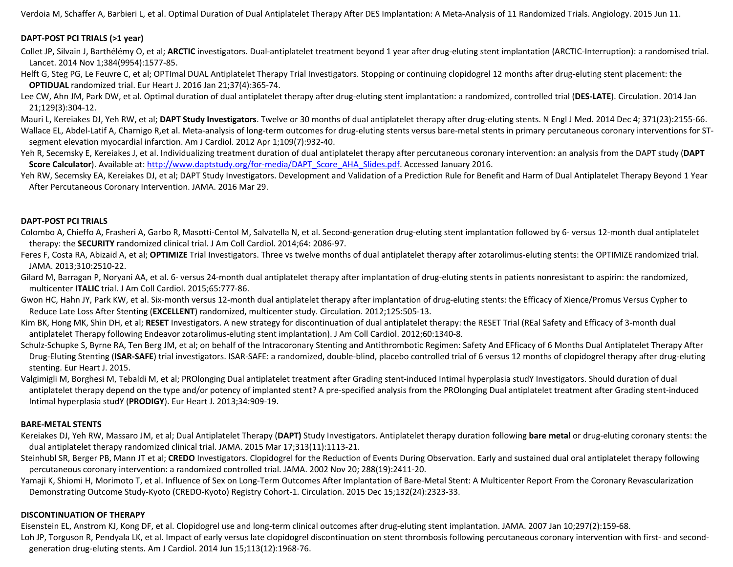Verdoia M, Schaffer A, Barbieri L, et al. Optimal Duration of Dual Antiplatelet Therapy After DES Implantation: A Meta-Analysis of 11 Randomized Trials. Angiology. 2015 Jun 11.

**DAPT-POST PCI TRIALS (>1 year)**

Collet JP, Silvain J, Barthélémy O, et al; **ARCTIC** investigators. Dual-antiplatelet treatment beyond 1 year after drug-eluting stent implantation (ARCTIC-Interruption): a randomised trial. Lancet. 2014 Nov 1;384(9954):1577-85.

Helft G, Steg PG, Le Feuvre C, et al; OPTImal DUAL Antiplatelet Therapy Trial Investigators. Stopping or continuing clopidogrel 12 months after drug-eluting stent placement: the **OPTIDUAL** randomized trial. Eur Heart J. 2016 Jan 21;37(4):365-74.

Lee CW, Ahn JM, Park DW, et al. Optimal duration of dual antiplatelet therapy after drug-eluting stent implantation: a randomized, controlled trial (**DES-LATE**). Circulation. 2014 Jan 21;129(3):304-12.

Mauri L, Kereiakes DJ, Yeh RW, et al; **DAPT Study Investigators**. Twelve or 30 months of dual antiplatelet therapy after drug-eluting stents. N Engl J Med. 2014 Dec 4; 371(23):2155-66.

Wallace EL, Abdel-Latif A, Charnigo R,et al. Meta-analysis of long-term outcomes for drug-eluting stents versus bare-metal stents in primary percutaneous coronary interventions for ST-segment elevation myocardial infarction. Am J Cardiol. 2012 Apr 1;109(7):932-40.

Yeh R, Secemsky E, Kereiakes J, et al. Individualizing treatment duration of dual antiplatelet therapy after percutaneous coronary intervention: an analysis from the DAPT study (**DAPT Score Calculator**). Available at: http://www.daptstudy.org/for-media/DAPT_Score_AHA_Slides.pdf. Accessed January 2016.

Yeh RW, Secemsky EA, Kereiakes DJ, et al; DAPT Study Investigators. Development and Validation of a Prediction Rule for Benefit and Harm of Dual Antiplatelet Therapy Beyond 1 Year After Percutaneous Coronary Intervention. JAMA. 2016 Mar 29.

**DAPT-POST PCI TRIALS**

Colombo A, Chieffo A, Frasheri A, Garbo R, Masotti-Centol M, Salvatella N, et al. Second-generation drug-eluting stent implantation followed by 6- versus 12-month dual antiplatelet therapy: the **SECURITY** randomized clinical trial. J Am Coll Cardiol. 2014;64: 2086-97.

Feres F, Costa RA, Abizaid A, et al; **OPTIMIZE** Trial Investigators. Three vs twelve months of dual antiplatelet therapy after zotarolimus-eluting stents: the OPTIMIZE randomized trial. JAMA. 2013;310:2510-22.

Gilard M, Barragan P, Noryani AA, et al. 6- versus 24-month dual antiplatelet therapy after implantation of drug-eluting stents in patients nonresistant to aspirin: the randomized, multicenter **ITALIC** trial. J Am Coll Cardiol. 2015;65:777-86.

Gwon HC, Hahn JY, Park KW, et al. Six-month versus 12-month dual antiplatelet therapy after implantation of drug-eluting stents: the Efficacy of Xience/Promus Versus Cypher to Reduce Late Loss After Stenting (**EXCELLENT**) randomized, multicenter study. Circulation. 2012;125:505-13.

Kim BK, Hong MK, Shin DH, et al; **RESET** Investigators. A new strategy for discontinuation of dual antiplatelet therapy: the RESET Trial (REal Safety and Efficacy of 3-month dual antiplatelet Therapy following Endeavor zotarolimus-eluting stent implantation). J Am Coll Cardiol. 2012;60:1340-8.

Schulz-Schupke S, Byrne RA, Ten Berg JM, et al; on behalf of the Intracoronary Stenting and Antithrombotic Regimen: Safety And EFficacy of 6 Months Dual Antiplatelet Therapy After Drug-Eluting Stenting (**ISAR-SAFE**) trial investigators. ISAR-SAFE: a randomized, double-blind, placebo controlled trial of 6 versus 12 months of clopidogrel therapy after drug-eluting stenting. Eur Heart J. 2015.

Valgimigli M, Borghesi M, Tebaldi M, et al; PROlonging Dual antiplatelet treatment after Grading stent-induced Intimal hyperplasia studY Investigators. Should duration of dual antiplatelet therapy depend on the type and/or potency of implanted stent? A pre-specified analysis from the PROlonging Dual antiplatelet treatment after Grading stent-induced Intimal hyperplasia studY (**PRODIGY**). Eur Heart J. 2013;34:909-19.

**BARE-METAL STENTS**

Kereiakes DJ, Yeh RW, Massaro JM, et al; Dual Antiplatelet Therapy (**DAPT)** Study Investigators. Antiplatelet therapy duration following **bare metal** or drug-eluting coronary stents: the dual antiplatelet therapy randomized clinical trial. JAMA. 2015 Mar 17;313(11):1113-21.

Steinhubl SR, Berger PB, Mann JT et al; **CREDO** Investigators. Clopidogrel for the Reduction of Events During Observation. Early and sustained dual oral antiplatelet therapy following percutaneous coronary intervention: a randomized controlled trial. JAMA. 2002 Nov 20; 288(19):2411-20.

Yamaji K, Shiomi H, Morimoto T, et al. Influence of Sex on Long-Term Outcomes After Implantation of Bare-Metal Stent: A Multicenter Report From the Coronary Revascularization Demonstrating Outcome Study-Kyoto (CREDO-Kyoto) Registry Cohort-1. Circulation. 2015 Dec 15;132(24):2323-33.

**DISCONTINUATION OF THERAPY**

Eisenstein EL, Anstrom KJ, Kong DF, et al. Clopidogrel use and long-term clinical outcomes after drug-eluting stent implantation. JAMA. 2007 Jan 10;297(2):159-68.

Loh JP, Torguson R, Pendyala LK, et al. Impact of early versus late clopidogrel discontinuation on stent thrombosis following percutaneous coronary intervention with first- and second-generation drug-eluting stents. Am J Cardiol. 2014 Jun 15;113(12):1968-76.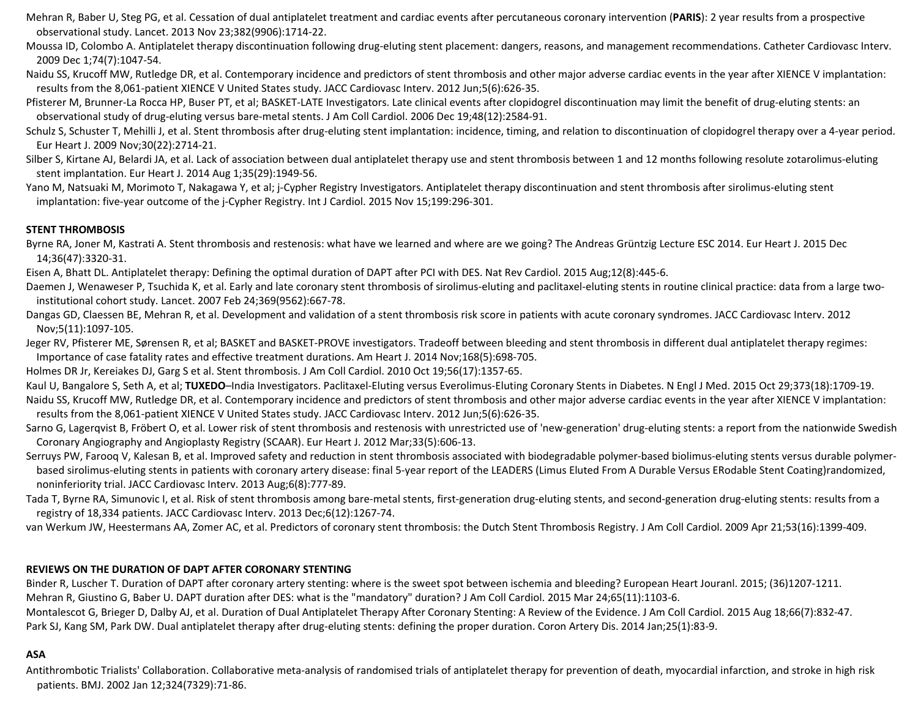Mehran R, Baber U, Steg PG, et al. Cessation of dual antiplatelet treatment and cardiac events after percutaneous coronary intervention (**PARIS**): 2 year results from a prospective observational study. Lancet. 2013 Nov 23;382(9906):1714-22.

Moussa ID, Colombo A. Antiplatelet therapy discontinuation following drug-eluting stent placement: dangers, reasons, and management recommendations. Catheter Cardiovasc Interv. 2009 Dec 1;74(7):1047-54.

Naidu SS, Krucoff MW, Rutledge DR, et al. Contemporary incidence and predictors of stent thrombosis and other major adverse cardiac events in the year after XIENCE V implantation: results from the 8,061-patient XIENCE V United States study. JACC Cardiovasc Interv. 2012 Jun;5(6):626-35.

Pfisterer M, Brunner-La Rocca HP, Buser PT, et al; BASKET-LATE Investigators. Late clinical events after clopidogrel discontinuation may limit the benefit of drug-eluting stents: an observational study of drug-eluting versus bare-metal stents. J Am Coll Cardiol. 2006 Dec 19;48(12):2584-91.

Schulz S, Schuster T, Mehilli J, et al. Stent thrombosis after drug-eluting stent implantation: incidence, timing, and relation to discontinuation of clopidogrel therapy over a 4-year period. Eur Heart J. 2009 Nov;30(22):2714-21.

Silber S, Kirtane AJ, Belardi JA, et al. Lack of association between dual antiplatelet therapy use and stent thrombosis between 1 and 12 months following resolute zotarolimus-eluting stent implantation. Eur Heart J. 2014 Aug 1;35(29):1949-56.

Yano M, Natsuaki M, Morimoto T, Nakagawa Y, et al; j-Cypher Registry Investigators. Antiplatelet therapy discontinuation and stent thrombosis after sirolimus-eluting stent implantation: five-year outcome of the j-Cypher Registry. Int J Cardiol. 2015 Nov 15;199:296-301.

**STENT THROMBOSIS**

Byrne RA, Joner M, Kastrati A. Stent thrombosis and restenosis: what have we learned and where are we going? The Andreas Grüntzig Lecture ESC 2014. Eur Heart J. 2015 Dec 14;36(47):3320-31.

Eisen A, Bhatt DL. Antiplatelet therapy: Defining the optimal duration of DAPT after PCI with DES. Nat Rev Cardiol. 2015 Aug;12(8):445-6.

Daemen J, Wenaweser P, Tsuchida K, et al. Early and late coronary stent thrombosis of sirolimus-eluting and paclitaxel-eluting stents in routine clinical practice: data from a large two-institutional cohort study. Lancet. 2007 Feb 24;369(9562):667-78.

Dangas GD, Claessen BE, Mehran R, et al. Development and validation of a stent thrombosis risk score in patients with acute coronary syndromes. JACC Cardiovasc Interv. 2012 Nov;5(11):1097-105.

Jeger RV, Pfisterer ME, Sørensen R, et al; BASKET and BASKET-PROVE investigators. Tradeoff between bleeding and stent thrombosis in different dual antiplatelet therapy regimes: Importance of case fatality rates and effective treatment durations. Am Heart J. 2014 Nov;168(5):698-705.

Holmes DR Jr, Kereiakes DJ, Garg S et al. Stent thrombosis. J Am Coll Cardiol. 2010 Oct 19;56(17):1357-65.

Kaul U, Bangalore S, Seth A, et al; **TUXEDO**–India Investigators. Paclitaxel-Eluting versus Everolimus-Eluting Coronary Stents in Diabetes. N Engl J Med. 2015 Oct 29;373(18):1709-19.

Naidu SS, Krucoff MW, Rutledge DR, et al. Contemporary incidence and predictors of stent thrombosis and other major adverse cardiac events in the year after XIENCE V implantation: results from the 8,061-patient XIENCE V United States study. JACC Cardiovasc Interv. 2012 Jun;5(6):626-35.

Sarno G, Lagerqvist B, Fröbert O, et al. Lower risk of stent thrombosis and restenosis with unrestricted use of 'new-generation' drug-eluting stents: a report from the nationwide Swedish Coronary Angiography and Angioplasty Registry (SCAAR). Eur Heart J. 2012 Mar;33(5):606-13.

Serruys PW, Farooq V, Kalesan B, et al. Improved safety and reduction in stent thrombosis associated with biodegradable polymer-based biolimus-eluting stents versus durable polymer-based sirolimus-eluting stents in patients with coronary artery disease: final 5-year report of the LEADERS (Limus Eluted From A Durable Versus ERodable Stent Coating)randomized, noninferiority trial. JACC Cardiovasc Interv. 2013 Aug;6(8):777-89.

Tada T, Byrne RA, Simunovic I, et al. Risk of stent thrombosis among bare-metal stents, first-generation drug-eluting stents, and second-generation drug-eluting stents: results from a registry of 18,334 patients. JACC Cardiovasc Interv. 2013 Dec;6(12):1267-74.

van Werkum JW, Heestermans AA, Zomer AC, et al. Predictors of coronary stent thrombosis: the Dutch Stent Thrombosis Registry. J Am Coll Cardiol. 2009 Apr 21;53(16):1399-409.

**REVIEWS ON THE DURATION OF DAPT AFTER CORONARY STENTING**

Binder R, Luscher T. Duration of DAPT after coronary artery stenting: where is the sweet spot between ischemia and bleeding? European Heart Jouranl. 2015; (36)1207-1211.

Mehran R, Giustino G, Baber U. DAPT duration after DES: what is the "mandatory" duration? J Am Coll Cardiol. 2015 Mar 24;65(11):1103-6.

Montalescot G, Brieger D, Dalby AJ, et al. Duration of Dual Antiplatelet Therapy After Coronary Stenting: A Review of the Evidence. J Am Coll Cardiol. 2015 Aug 18;66(7):832-47.

Park SJ, Kang SM, Park DW. Dual antiplatelet therapy after drug-eluting stents: defining the proper duration. Coron Artery Dis. 2014 Jan;25(1):83-9.

**ASA**

Antithrombotic Trialists' Collaboration. Collaborative meta-analysis of randomised trials of antiplatelet therapy for prevention of death, myocardial infarction, and stroke in high risk patients. BMJ. 2002 Jan 12;324(7329):71-86.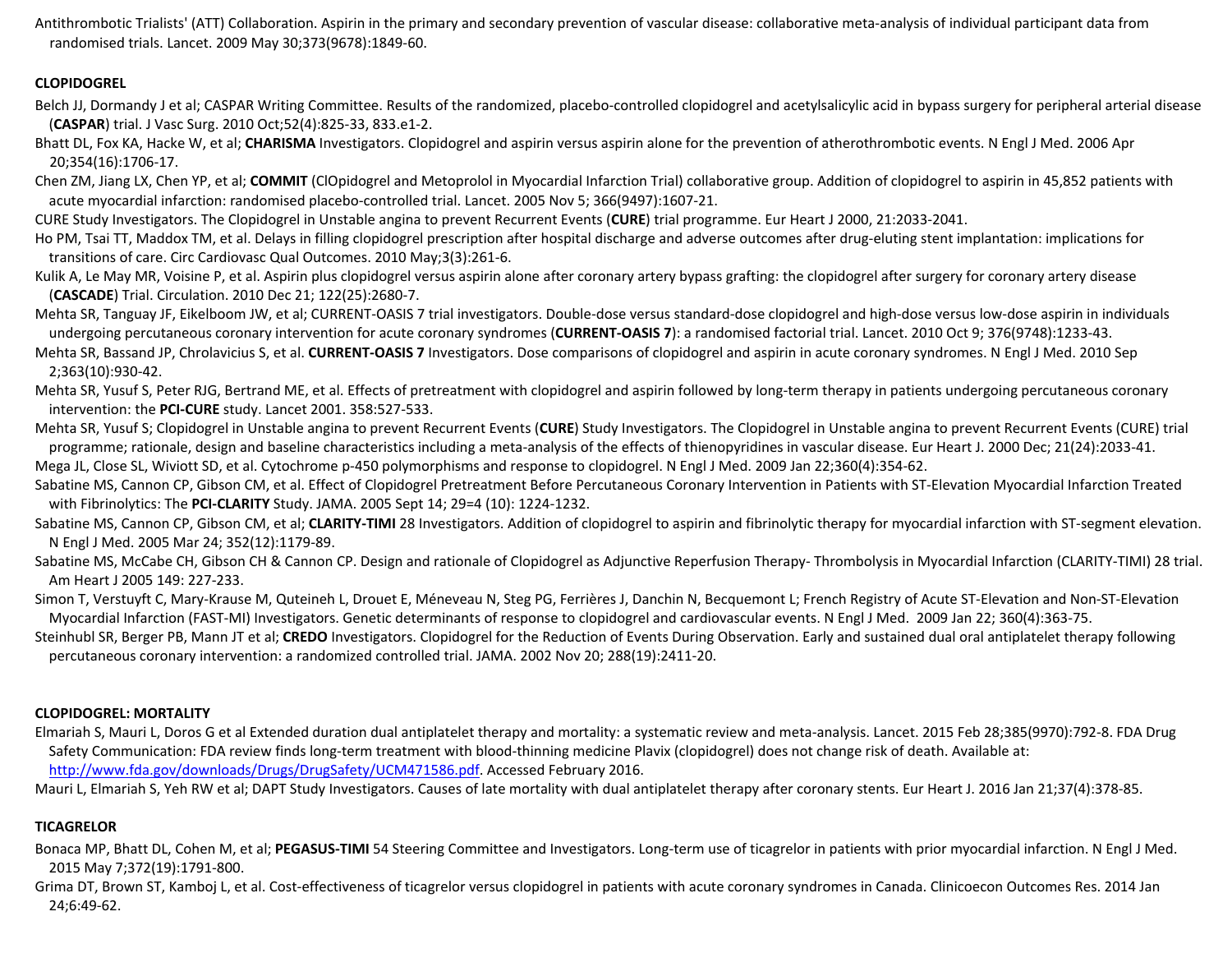Antithrombotic Trialists' (ATT) Collaboration. Aspirin in the primary and secondary prevention of vascular disease: collaborative meta-analysis of individual participant data from randomised trials. Lancet. 2009 May 30;373(9678):1849-60.

**CLOPIDOGREL**

Belch JJ, Dormandy J et al; CASPAR Writing Committee. Results of the randomized, placebo-controlled clopidogrel and acetylsalicylic acid in bypass surgery for peripheral arterial disease (**CASPAR**) trial. J Vasc Surg. 2010 Oct;52(4):825-33, 833.e1-2.

Bhatt DL, Fox KA, Hacke W, et al; **CHARISMA** Investigators. Clopidogrel and aspirin versus aspirin alone for the prevention of atherothrombotic events. N Engl J Med. 2006 Apr 20;354(16):1706-17.

Chen ZM, Jiang LX, Chen YP, et al; **COMMIT** (ClOpidogrel and Metoprolol in Myocardial Infarction Trial) collaborative group. Addition of clopidogrel to aspirin in 45,852 patients with acute myocardial infarction: randomised placebo-controlled trial. Lancet. 2005 Nov 5; 366(9497):1607-21.

CURE Study Investigators. The Clopidogrel in Unstable angina to prevent Recurrent Events (**CURE**) trial programme. Eur Heart J 2000, 21:2033-2041.

Ho PM, Tsai TT, Maddox TM, et al. Delays in filling clopidogrel prescription after hospital discharge and adverse outcomes after drug-eluting stent implantation: implications for transitions of care. Circ Cardiovasc Qual Outcomes. 2010 May;3(3):261-6.

Kulik A, Le May MR, Voisine P, et al. Aspirin plus clopidogrel versus aspirin alone after coronary artery bypass grafting: the clopidogrel after surgery for coronary artery disease (**CASCADE**) Trial. Circulation. 2010 Dec 21; 122(25):2680-7.

Mehta SR, Tanguay JF, Eikelboom JW, et al; CURRENT-OASIS 7 trial investigators. Double-dose versus standard-dose clopidogrel and high-dose versus low-dose aspirin in individuals undergoing percutaneous coronary intervention for acute coronary syndromes (**CURRENT-OASIS 7**): a randomised factorial trial. Lancet. 2010 Oct 9; 376(9748):1233-43.

Mehta SR, Bassand JP, Chrolavicius S, et al. **CURRENT-OASIS 7** Investigators. Dose comparisons of clopidogrel and aspirin in acute coronary syndromes. N Engl J Med. 2010 Sep 2;363(10):930-42.

Mehta SR, Yusuf S, Peter RJG, Bertrand ME, et al. Effects of pretreatment with clopidogrel and aspirin followed by long-term therapy in patients undergoing percutaneous coronary intervention: the **PCI-CURE** study. Lancet 2001. 358:527-533.

Mehta SR, Yusuf S; Clopidogrel in Unstable angina to prevent Recurrent Events (**CURE**) Study Investigators. The Clopidogrel in Unstable angina to prevent Recurrent Events (CURE) trial programme; rationale, design and baseline characteristics including a meta-analysis of the effects of thienopyridines in vascular disease. Eur Heart J. 2000 Dec; 21(24):2033-41.

Mega JL, Close SL, Wiviott SD, et al. Cytochrome p-450 polymorphisms and response to clopidogrel. N Engl J Med. 2009 Jan 22;360(4):354-62.

Sabatine MS, Cannon CP, Gibson CM, et al. Effect of Clopidogrel Pretreatment Before Percutaneous Coronary Intervention in Patients with ST-Elevation Myocardial Infarction Treated with Fibrinolytics: The **PCI-CLARITY** Study. JAMA. 2005 Sept 14; 29=4 (10): 1224-1232.

Sabatine MS, Cannon CP, Gibson CM, et al; **CLARITY-TIMI** 28 Investigators. Addition of clopidogrel to aspirin and fibrinolytic therapy for myocardial infarction with ST-segment elevation. N Engl J Med. 2005 Mar 24; 352(12):1179-89.

Sabatine MS, McCabe CH, Gibson CH & Cannon CP. Design and rationale of Clopidogrel as Adjunctive Reperfusion Therapy- Thrombolysis in Myocardial Infarction (CLARITY-TIMI) 28 trial. Am Heart J 2005 149: 227-233.

Simon T, Verstuyft C, Mary-Krause M, Quteineh L, Drouet E, Méneveau N, Steg PG, Ferrières J, Danchin N, Becquemont L; French Registry of Acute ST-Elevation and Non-ST-Elevation Myocardial Infarction (FAST-MI) Investigators. Genetic determinants of response to clopidogrel and cardiovascular events. N Engl J Med. 2009 Jan 22; 360(4):363-75.

Steinhubl SR, Berger PB, Mann JT et al; **CREDO** Investigators. Clopidogrel for the Reduction of Events During Observation. Early and sustained dual oral antiplatelet therapy following percutaneous coronary intervention: a randomized controlled trial. JAMA. 2002 Nov 20; 288(19):2411-20.

**CLOPIDOGREL: MORTALITY**

Elmariah S, Mauri L, Doros G et al Extended duration dual antiplatelet therapy and mortality: a systematic review and meta-analysis. Lancet. 2015 Feb 28;385(9970):792-8. FDA Drug Safety Communication: FDA review finds long-term treatment with blood-thinning medicine Plavix (clopidogrel) does not change risk of death. Available at: http://www.fda.gov/downloads/Drugs/DrugSafety/UCM471586.pdf. Accessed February 2016.

Mauri L, Elmariah S, Yeh RW et al; DAPT Study Investigators. Causes of late mortality with dual antiplatelet therapy after coronary stents. Eur Heart J. 2016 Jan 21;37(4):378-85.

**TICAGRELOR**

Bonaca MP, Bhatt DL, Cohen M, et al; **PEGASUS-TIMI** 54 Steering Committee and Investigators. Long-term use of ticagrelor in patients with prior myocardial infarction. N Engl J Med. 2015 May 7;372(19):1791-800.

Grima DT, Brown ST, Kamboj L, et al. Cost-effectiveness of ticagrelor versus clopidogrel in patients with acute coronary syndromes in Canada. Clinicoecon Outcomes Res. 2014 Jan 24;6:49-62.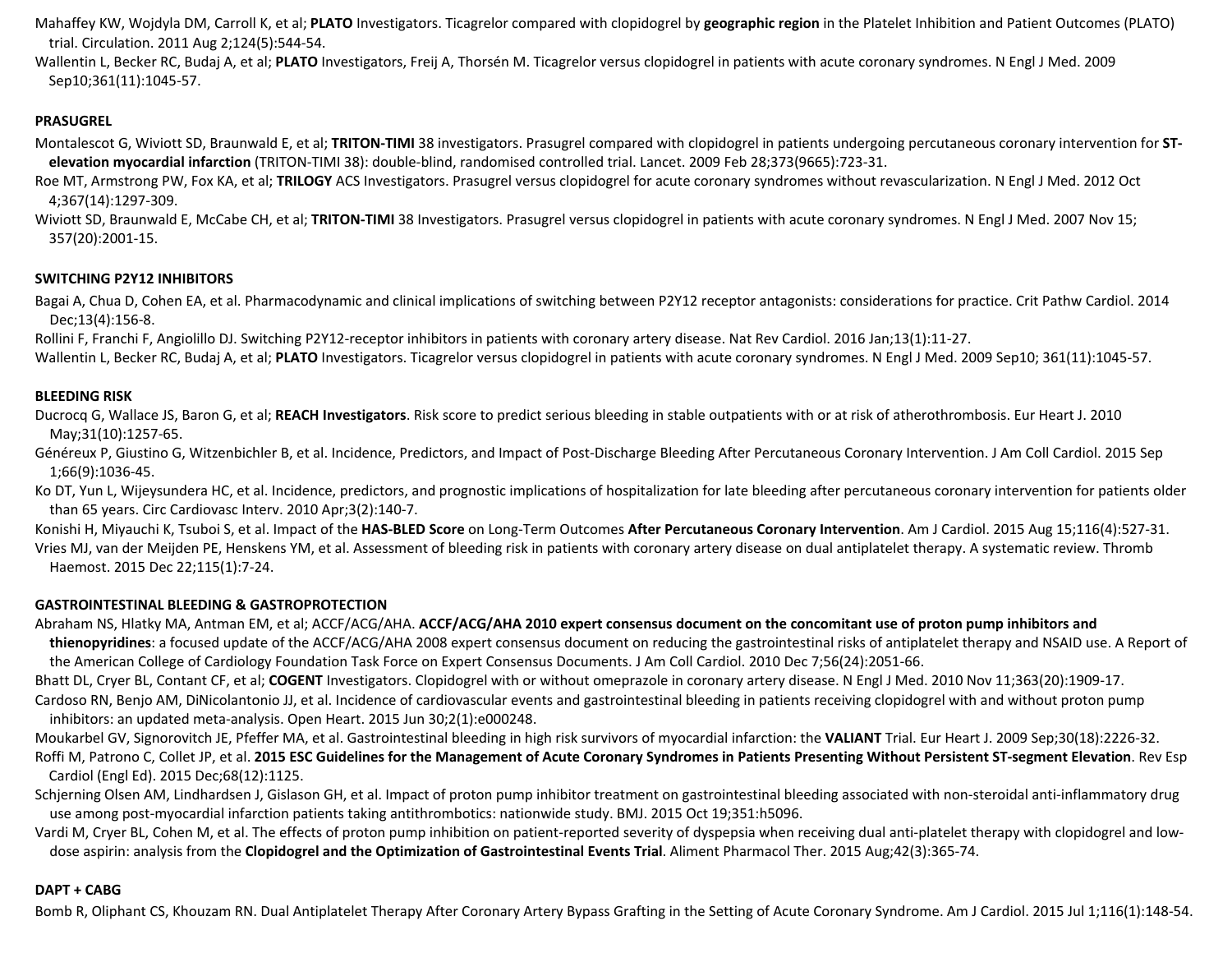Mahaffey KW, Wojdyla DM, Carroll K, et al; **PLATO** Investigators. Ticagrelor compared with clopidogrel by **geographic region** in the Platelet Inhibition and Patient Outcomes (PLATO) trial. Circulation. 2011 Aug 2;124(5):544-54.

Wallentin L, Becker RC, Budaj A, et al; **PLATO** Investigators, Freij A, Thorsén M. Ticagrelor versus clopidogrel in patients with acute coronary syndromes. N Engl J Med. 2009 Sep10;361(11):1045-57.

**PRASUGREL**

Montalescot G, Wiviott SD, Braunwald E, et al; **TRITON-TIMI** 38 investigators. Prasugrel compared with clopidogrel in patients undergoing percutaneous coronary intervention for **ST-elevation myocardial infarction** (TRITON-TIMI 38): double-blind, randomised controlled trial. Lancet. 2009 Feb 28;373(9665):723-31.

Roe MT, Armstrong PW, Fox KA, et al; **TRILOGY** ACS Investigators. Prasugrel versus clopidogrel for acute coronary syndromes without revascularization. N Engl J Med. 2012 Oct 4;367(14):1297-309.

Wiviott SD, Braunwald E, McCabe CH, et al; **TRITON-TIMI** 38 Investigators. Prasugrel versus clopidogrel in patients with acute coronary syndromes. N Engl J Med. 2007 Nov 15; 357(20):2001-15.

**SWITCHING P2Y12 INHIBITORS**

Bagai A, Chua D, Cohen EA, et al. Pharmacodynamic and clinical implications of switching between P2Y12 receptor antagonists: considerations for practice. Crit Pathw Cardiol. 2014 Dec;13(4):156-8.

Rollini F, Franchi F, Angiolillo DJ. Switching P2Y12-receptor inhibitors in patients with coronary artery disease. Nat Rev Cardiol. 2016 Jan;13(1):11-27.

Wallentin L, Becker RC, Budaj A, et al; **PLATO** Investigators. Ticagrelor versus clopidogrel in patients with acute coronary syndromes. N Engl J Med. 2009 Sep10; 361(11):1045-57.

**BLEEDING RISK**

Ducrocq G, Wallace JS, Baron G, et al; **REACH Investigators**. Risk score to predict serious bleeding in stable outpatients with or at risk of atherothrombosis. Eur Heart J. 2010 May;31(10):1257-65.

Généreux P, Giustino G, Witzenbichler B, et al. Incidence, Predictors, and Impact of Post-Discharge Bleeding After Percutaneous Coronary Intervention. J Am Coll Cardiol. 2015 Sep 1;66(9):1036-45.

Ko DT, Yun L, Wijeysundera HC, et al. Incidence, predictors, and prognostic implications of hospitalization for late bleeding after percutaneous coronary intervention for patients older than 65 years. Circ Cardiovasc Interv. 2010 Apr;3(2):140-7.

Konishi H, Miyauchi K, Tsuboi S, et al. Impact of the **HAS-BLED Score** on Long-Term Outcomes **After Percutaneous Coronary Intervention**. Am J Cardiol. 2015 Aug 15;116(4):527-31.

Vries MJ, van der Meijden PE, Henskens YM, et al. Assessment of bleeding risk in patients with coronary artery disease on dual antiplatelet therapy. A systematic review. Thromb Haemost. 2015 Dec 22;115(1):7-24.

**GASTROINTESTINAL BLEEDING & GASTROPROTECTION**

Abraham NS, Hlatky MA, Antman EM, et al; ACCF/ACG/AHA. **ACCF/ACG/AHA 2010 expert consensus document on the concomitant use of proton pump inhibitors and thienopyridines**: a focused update of the ACCF/ACG/AHA 2008 expert consensus document on reducing the gastrointestinal risks of antiplatelet therapy and NSAID use. A Report of the American College of Cardiology Foundation Task Force on Expert Consensus Documents. J Am Coll Cardiol. 2010 Dec 7;56(24):2051-66.

Bhatt DL, Cryer BL, Contant CF, et al; **COGENT** Investigators. Clopidogrel with or without omeprazole in coronary artery disease. N Engl J Med. 2010 Nov 11;363(20):1909-17.

Cardoso RN, Benjo AM, DiNicolantonio JJ, et al. Incidence of cardiovascular events and gastrointestinal bleeding in patients receiving clopidogrel with and without proton pump inhibitors: an updated meta-analysis. Open Heart. 2015 Jun 30;2(1):e000248.

Moukarbel GV, Signorovitch JE, Pfeffer MA, et al. Gastrointestinal bleeding in high risk survivors of myocardial infarction: the **VALIANT** Trial. Eur Heart J. 2009 Sep;30(18):2226-32.

Roffi M, Patrono C, Collet JP, et al. **2015 ESC Guidelines for the Management of Acute Coronary Syndromes in Patients Presenting Without Persistent ST-segment Elevation**. Rev Esp Cardiol (Engl Ed). 2015 Dec;68(12):1125.

Schjerning Olsen AM, Lindhardsen J, Gislason GH, et al. Impact of proton pump inhibitor treatment on gastrointestinal bleeding associated with non-steroidal anti-inflammatory drug use among post-myocardial infarction patients taking antithrombotics: nationwide study. BMJ. 2015 Oct 19;351:h5096.

Vardi M, Cryer BL, Cohen M, et al. The effects of proton pump inhibition on patient-reported severity of dyspepsia when receiving dual anti-platelet therapy with clopidogrel and low-dose aspirin: analysis from the **Clopidogrel and the Optimization of Gastrointestinal Events Trial**. Aliment Pharmacol Ther. 2015 Aug;42(3):365-74.

**DAPT + CABG**

Bomb R, Oliphant CS, Khouzam RN. Dual Antiplatelet Therapy After Coronary Artery Bypass Grafting in the Setting of Acute Coronary Syndrome. Am J Cardiol. 2015 Jul 1;116(1):148-54.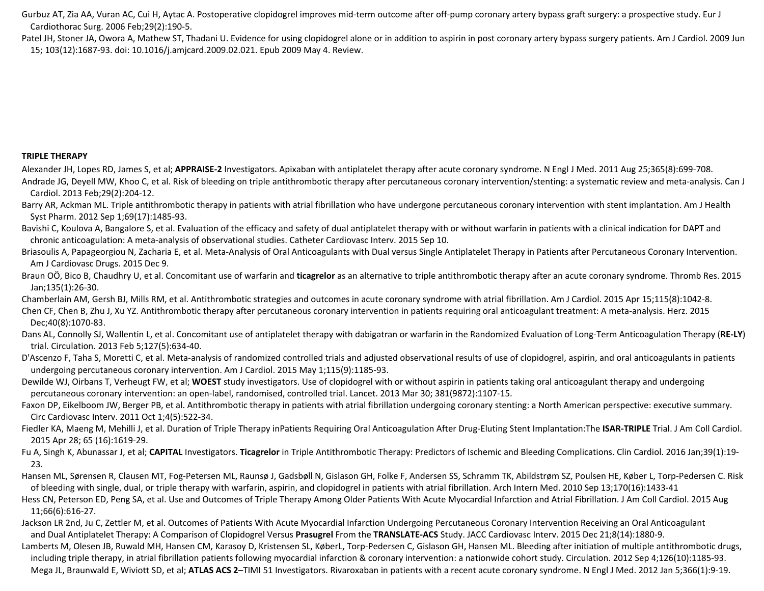Gurbuz AT, Zia AA, Vuran AC, Cui H, Aytac A. Postoperative clopidogrel improves mid-term outcome after off-pump coronary artery bypass graft surgery: a prospective study. Eur J Cardiothorac Surg. 2006 Feb;29(2):190-5.

Patel JH, Stoner JA, Owora A, Mathew ST, Thadani U. Evidence for using clopidogrel alone or in addition to aspirin in post coronary artery bypass surgery patients. Am J Cardiol. 2009 Jun 15; 103(12):1687-93. doi: 10.1016/j.amjcard.2009.02.021. Epub 2009 May 4. Review.

**TRIPLE THERAPY**

Alexander JH, Lopes RD, James S, et al; **APPRAISE-2** Investigators. Apixaban with antiplatelet therapy after acute coronary syndrome. N Engl J Med. 2011 Aug 25;365(8):699-708.

Andrade JG, Deyell MW, Khoo C, et al. Risk of bleeding on triple antithrombotic therapy after percutaneous coronary intervention/stenting: a systematic review and meta-analysis. Can J Cardiol. 2013 Feb;29(2):204-12.

Barry AR, Ackman ML. Triple antithrombotic therapy in patients with atrial fibrillation who have undergone percutaneous coronary intervention with stent implantation. Am J Health Syst Pharm. 2012 Sep 1;69(17):1485-93.

Bavishi C, Koulova A, Bangalore S, et al. Evaluation of the efficacy and safety of dual antiplatelet therapy with or without warfarin in patients with a clinical indication for DAPT and chronic anticoagulation: A meta-analysis of observational studies. Catheter Cardiovasc Interv. 2015 Sep 10.

Briasoulis A, Papageorgiou N, Zacharia E, et al. Meta-Analysis of Oral Anticoagulants with Dual versus Single Antiplatelet Therapy in Patients after Percutaneous Coronary Intervention. Am J Cardiovasc Drugs. 2015 Dec 9.

Braun OÖ, Bico B, Chaudhry U, et al. Concomitant use of warfarin and **ticagrelor** as an alternative to triple antithrombotic therapy after an acute coronary syndrome. Thromb Res. 2015 Jan;135(1):26-30.

Chamberlain AM, Gersh BJ, Mills RM, et al. Antithrombotic strategies and outcomes in acute coronary syndrome with atrial fibrillation. Am J Cardiol. 2015 Apr 15;115(8):1042-8.

Chen CF, Chen B, Zhu J, Xu YZ. Antithrombotic therapy after percutaneous coronary intervention in patients requiring oral anticoagulant treatment: A meta-analysis. Herz. 2015 Dec;40(8):1070-83.

Dans AL, Connolly SJ, Wallentin L, et al. Concomitant use of antiplatelet therapy with dabigatran or warfarin in the Randomized Evaluation of Long-Term Anticoagulation Therapy (**RE-LY**) trial. Circulation. 2013 Feb 5;127(5):634-40.

D'Ascenzo F, Taha S, Moretti C, et al. Meta-analysis of randomized controlled trials and adjusted observational results of use of clopidogrel, aspirin, and oral anticoagulants in patients undergoing percutaneous coronary intervention. Am J Cardiol. 2015 May 1;115(9):1185-93.

Dewilde WJ, Oirbans T, Verheugt FW, et al; **WOEST** study investigators. Use of clopidogrel with or without aspirin in patients taking oral anticoagulant therapy and undergoing percutaneous coronary intervention: an open-label, randomised, controlled trial. Lancet. 2013 Mar 30; 381(9872):1107-15.

Faxon DP, Eikelboom JW, Berger PB, et al. Antithrombotic therapy in patients with atrial fibrillation undergoing coronary stenting: a North American perspective: executive summary. Circ Cardiovasc Interv. 2011 Oct 1;4(5):522-34.

Fiedler KA, Maeng M, Mehilli J, et al. Duration of Triple Therapy inPatients Requiring Oral Anticoagulation After Drug-Eluting Stent Implantation:The **ISAR-TRIPLE** Trial. J Am Coll Cardiol. 2015 Apr 28; 65 (16):1619-29.

Fu A, Singh K, Abunassar J, et al; **CAPITAL** Investigators. **Ticagrelor** in Triple Antithrombotic Therapy: Predictors of Ischemic and Bleeding Complications. Clin Cardiol. 2016 Jan;39(1):19-23.

Hansen ML, Sørensen R, Clausen MT, Fog-Petersen ML, Raunsø J, Gadsbøll N, Gislason GH, Folke F, Andersen SS, Schramm TK, Abildstrøm SZ, Poulsen HE, Køber L, Torp-Pedersen C. Risk of bleeding with single, dual, or triple therapy with warfarin, aspirin, and clopidogrel in patients with atrial fibrillation. Arch Intern Med. 2010 Sep 13;170(16):1433-41

Hess CN, Peterson ED, Peng SA, et al. Use and Outcomes of Triple Therapy Among Older Patients With Acute Myocardial Infarction and Atrial Fibrillation. J Am Coll Cardiol. 2015 Aug 11;66(6):616-27.

Jackson LR 2nd, Ju C, Zettler M, et al. Outcomes of Patients With Acute Myocardial Infarction Undergoing Percutaneous Coronary Intervention Receiving an Oral Anticoagulant and Dual Antiplatelet Therapy: A Comparison of Clopidogrel Versus **Prasugrel** From the **TRANSLATE-ACS** Study. JACC Cardiovasc Interv. 2015 Dec 21;8(14):1880-9.

Lamberts M, Olesen JB, Ruwald MH, Hansen CM, Karasoy D, Kristensen SL, KøberL, Torp-Pedersen C, Gislason GH, Hansen ML. Bleeding after initiation of multiple antithrombotic drugs, including triple therapy, in atrial fibrillation patients following myocardial infarction & coronary intervention: a nationwide cohort study. Circulation. 2012 Sep 4;126(10):1185-93.

Mega JL, Braunwald E, Wiviott SD, et al; **ATLAS ACS 2**–TIMI 51 Investigators. Rivaroxaban in patients with a recent acute coronary syndrome. N Engl J Med. 2012 Jan 5;366(1):9-19.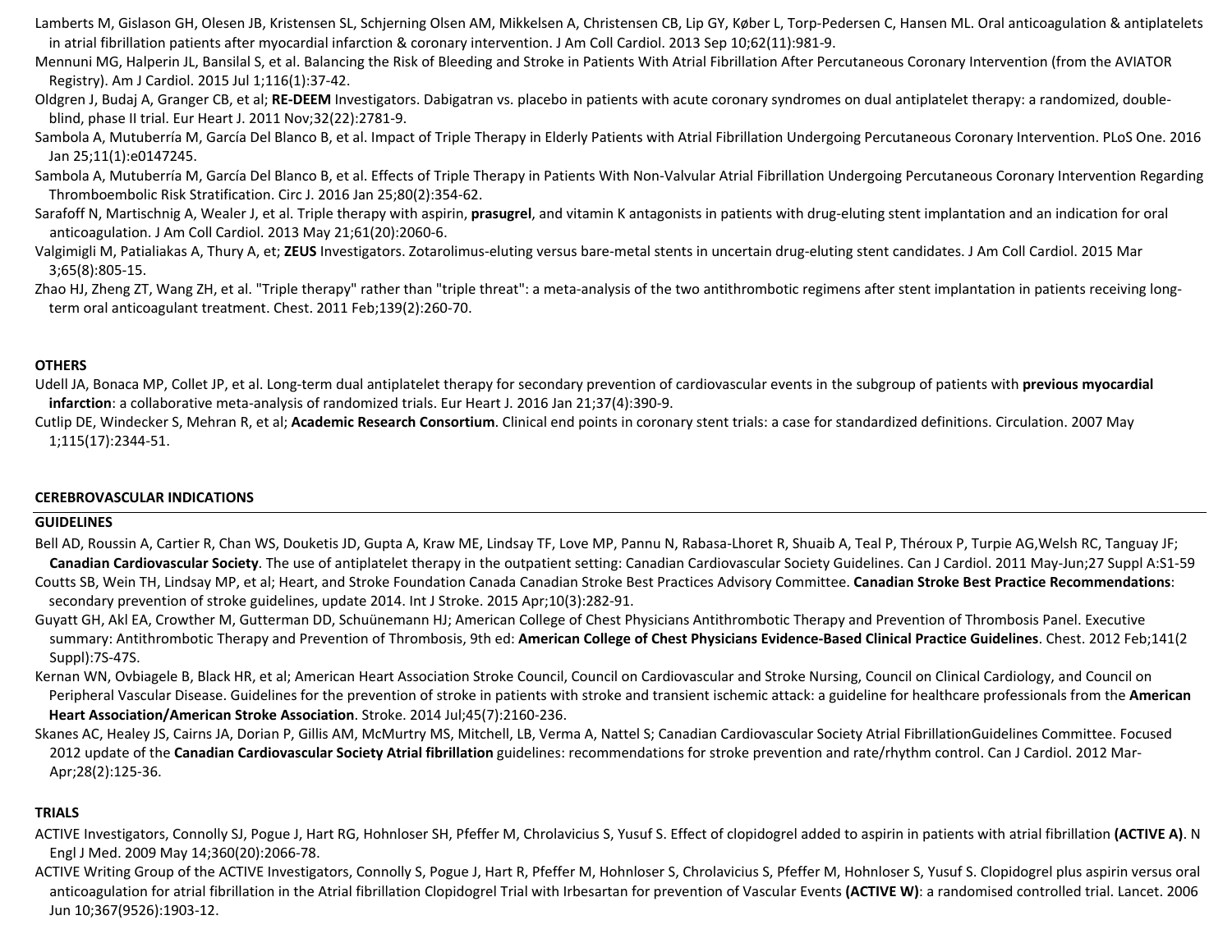Lamberts M, Gislason GH, Olesen JB, Kristensen SL, Schjerning Olsen AM, Mikkelsen A, Christensen CB, Lip GY, Køber L, Torp-Pedersen C, Hansen ML. Oral anticoagulation & antiplatelets in atrial fibrillation patients after myocardial infarction & coronary intervention. J Am Coll Cardiol. 2013 Sep 10;62(11):981-9.

Mennuni MG, Halperin JL, Bansilal S, et al. Balancing the Risk of Bleeding and Stroke in Patients With Atrial Fibrillation After Percutaneous Coronary Intervention (from the AVIATOR Registry). Am J Cardiol. 2015 Jul 1;116(1):37-42.

Oldgren J, Budaj A, Granger CB, et al; **RE-DEEM** Investigators. Dabigatran vs. placebo in patients with acute coronary syndromes on dual antiplatelet therapy: a randomized, double-blind, phase II trial. Eur Heart J. 2011 Nov;32(22):2781-9.

Sambola A, Mutuberría M, García Del Blanco B, et al. Impact of Triple Therapy in Elderly Patients with Atrial Fibrillation Undergoing Percutaneous Coronary Intervention. PLoS One. 2016 Jan 25;11(1):e0147245.

Sambola A, Mutuberría M, García Del Blanco B, et al. Effects of Triple Therapy in Patients With Non-Valvular Atrial Fibrillation Undergoing Percutaneous Coronary Intervention Regarding Thromboembolic Risk Stratification. Circ J. 2016 Jan 25;80(2):354-62.

Sarafoff N, Martischnig A, Wealer J, et al. Triple therapy with aspirin, **prasugrel**, and vitamin K antagonists in patients with drug-eluting stent implantation and an indication for oral anticoagulation. J Am Coll Cardiol. 2013 May 21;61(20):2060-6.

Valgimigli M, Patialiakas A, Thury A, et; **ZEUS** Investigators. Zotarolimus-eluting versus bare-metal stents in uncertain drug-eluting stent candidates. J Am Coll Cardiol. 2015 Mar 3;65(8):805-15.

Zhao HJ, Zheng ZT, Wang ZH, et al. "Triple therapy" rather than "triple threat": a meta-analysis of the two antithrombotic regimens after stent implantation in patients receiving long-term oral anticoagulant treatment. Chest. 2011 Feb;139(2):260-70.

**OTHERS**

Udell JA, Bonaca MP, Collet JP, et al. Long-term dual antiplatelet therapy for secondary prevention of cardiovascular events in the subgroup of patients with **previous myocardial infarction**: a collaborative meta-analysis of randomized trials. Eur Heart J. 2016 Jan 21;37(4):390-9.

Cutlip DE, Windecker S, Mehran R, et al; **Academic Research Consortium**. Clinical end points in coronary stent trials: a case for standardized definitions. Circulation. 2007 May 1;115(17):2344-51.

## CEREBROVASCULAR INDICATIONS

**GUIDELINES**

Bell AD, Roussin A, Cartier R, Chan WS, Douketis JD, Gupta A, Kraw ME, Lindsay TF, Love MP, Pannu N, Rabasa-Lhoret R, Shuaib A, Teal P, Théroux P, Turpie AG,Welsh RC, Tanguay JF; **Canadian Cardiovascular Society**. The use of antiplatelet therapy in the outpatient setting: Canadian Cardiovascular Society Guidelines. Can J Cardiol. 2011 May-Jun;27 Suppl A:S1-59

Coutts SB, Wein TH, Lindsay MP, et al; Heart, and Stroke Foundation Canada Canadian Stroke Best Practices Advisory Committee. **Canadian Stroke Best Practice Recommendations**: secondary prevention of stroke guidelines, update 2014. Int J Stroke. 2015 Apr;10(3):282-91.

Guyatt GH, Akl EA, Crowther M, Gutterman DD, Schuünemann HJ; American College of Chest Physicians Antithrombotic Therapy and Prevention of Thrombosis Panel. Executive summary: Antithrombotic Therapy and Prevention of Thrombosis, 9th ed: **American College of Chest Physicians Evidence-Based Clinical Practice Guidelines**. Chest. 2012 Feb;141(2 Suppl):7S-47S.

Kernan WN, Ovbiagele B, Black HR, et al; American Heart Association Stroke Council, Council on Cardiovascular and Stroke Nursing, Council on Clinical Cardiology, and Council on Peripheral Vascular Disease. Guidelines for the prevention of stroke in patients with stroke and transient ischemic attack: a guideline for healthcare professionals from the **American Heart Association/American Stroke Association**. Stroke. 2014 Jul;45(7):2160-236.

Skanes AC, Healey JS, Cairns JA, Dorian P, Gillis AM, McMurtry MS, Mitchell, LB, Verma A, Nattel S; Canadian Cardiovascular Society Atrial FibrillationGuidelines Committee. Focused 2012 update of the **Canadian Cardiovascular Society Atrial fibrillation** guidelines: recommendations for stroke prevention and rate/rhythm control. Can J Cardiol. 2012 Mar-Apr;28(2):125-36.

**TRIALS**

ACTIVE Investigators, Connolly SJ, Pogue J, Hart RG, Hohnloser SH, Pfeffer M, Chrolavicius S, Yusuf S. Effect of clopidogrel added to aspirin in patients with atrial fibrillation **(ACTIVE A)**. N Engl J Med. 2009 May 14;360(20):2066-78.

ACTIVE Writing Group of the ACTIVE Investigators, Connolly S, Pogue J, Hart R, Pfeffer M, Hohnloser S, Chrolavicius S, Pfeffer M, Hohnloser S, Yusuf S. Clopidogrel plus aspirin versus oral anticoagulation for atrial fibrillation in the Atrial fibrillation Clopidogrel Trial with Irbesartan for prevention of Vascular Events **(ACTIVE W)**: a randomised controlled trial. Lancet. 2006 Jun 10;367(9526):1903-12.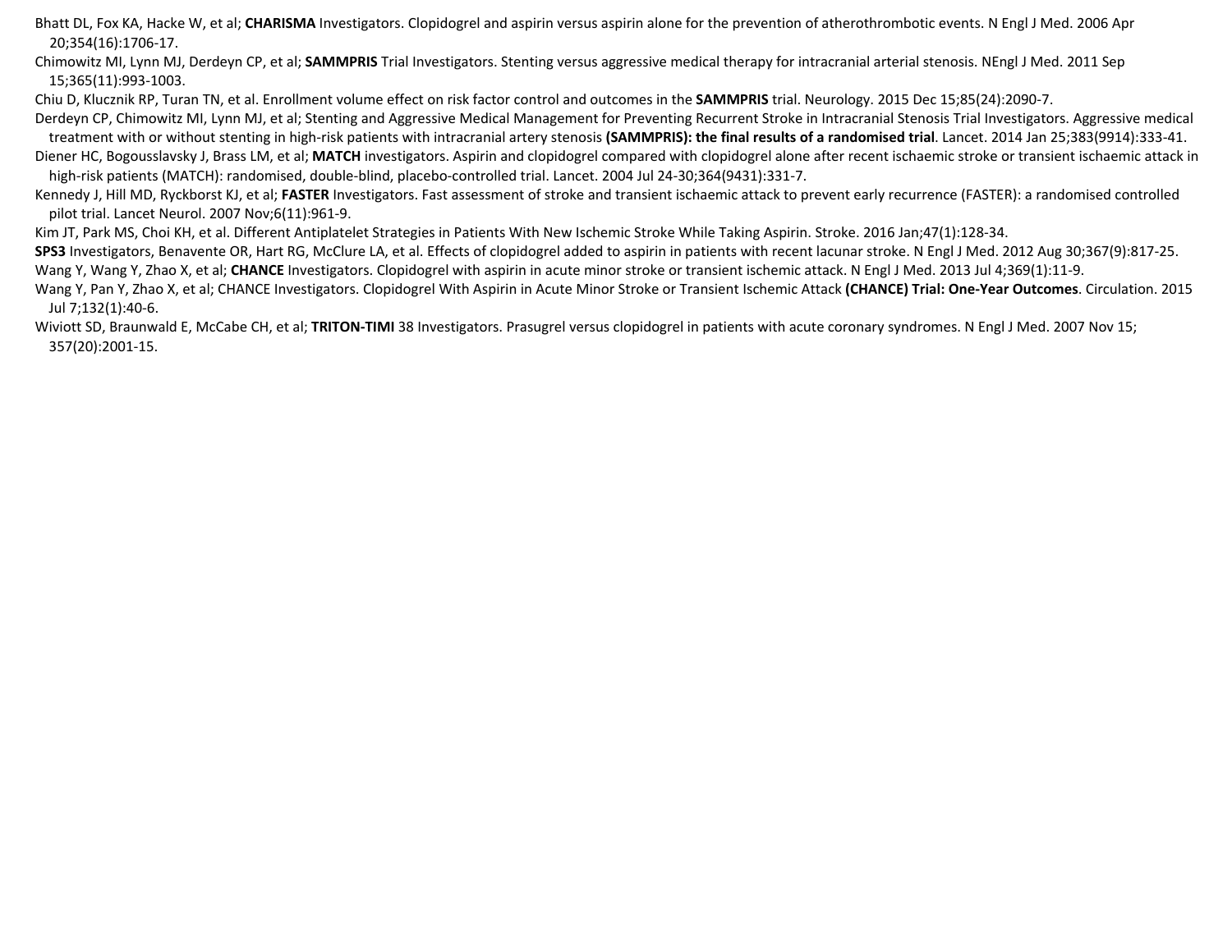Bhatt DL, Fox KA, Hacke W, et al; **CHARISMA** Investigators. Clopidogrel and aspirin versus aspirin alone for the prevention of atherothrombotic events. N Engl J Med. 2006 Apr 20;354(16):1706-17.

Chimowitz MI, Lynn MJ, Derdeyn CP, et al; **SAMMPRIS** Trial Investigators. Stenting versus aggressive medical therapy for intracranial arterial stenosis. NEngl J Med. 2011 Sep 15;365(11):993-1003.

Chiu D, Klucznik RP, Turan TN, et al. Enrollment volume effect on risk factor control and outcomes in the **SAMMPRIS** trial. Neurology. 2015 Dec 15;85(24):2090-7.

Derdeyn CP, Chimowitz MI, Lynn MJ, et al; Stenting and Aggressive Medical Management for Preventing Recurrent Stroke in Intracranial Stenosis Trial Investigators. Aggressive medical treatment with or without stenting in high-risk patients with intracranial artery stenosis **(SAMMPRIS): the final results of a randomised trial**. Lancet. 2014 Jan 25;383(9914):333-41.

Diener HC, Bogousslavsky J, Brass LM, et al; **MATCH** investigators. Aspirin and clopidogrel compared with clopidogrel alone after recent ischaemic stroke or transient ischaemic attack in high-risk patients (MATCH): randomised, double-blind, placebo-controlled trial. Lancet. 2004 Jul 24-30;364(9431):331-7.

Kennedy J, Hill MD, Ryckborst KJ, et al; **FASTER** Investigators. Fast assessment of stroke and transient ischaemic attack to prevent early recurrence (FASTER): a randomised controlled pilot trial. Lancet Neurol. 2007 Nov;6(11):961-9.

Kim JT, Park MS, Choi KH, et al. Different Antiplatelet Strategies in Patients With New Ischemic Stroke While Taking Aspirin. Stroke. 2016 Jan;47(1):128-34.

**SPS3** Investigators, Benavente OR, Hart RG, McClure LA, et al. Effects of clopidogrel added to aspirin in patients with recent lacunar stroke. N Engl J Med. 2012 Aug 30;367(9):817-25.

Wang Y, Wang Y, Zhao X, et al; **CHANCE** Investigators. Clopidogrel with aspirin in acute minor stroke or transient ischemic attack. N Engl J Med. 2013 Jul 4;369(1):11-9.

Wang Y, Pan Y, Zhao X, et al; CHANCE Investigators. Clopidogrel With Aspirin in Acute Minor Stroke or Transient Ischemic Attack **(CHANCE) Trial: One-Year Outcomes**. Circulation. 2015 Jul 7;132(1):40-6.

Wiviott SD, Braunwald E, McCabe CH, et al; **TRITON-TIMI** 38 Investigators. Prasugrel versus clopidogrel in patients with acute coronary syndromes. N Engl J Med. 2007 Nov 15; 357(20):2001-15.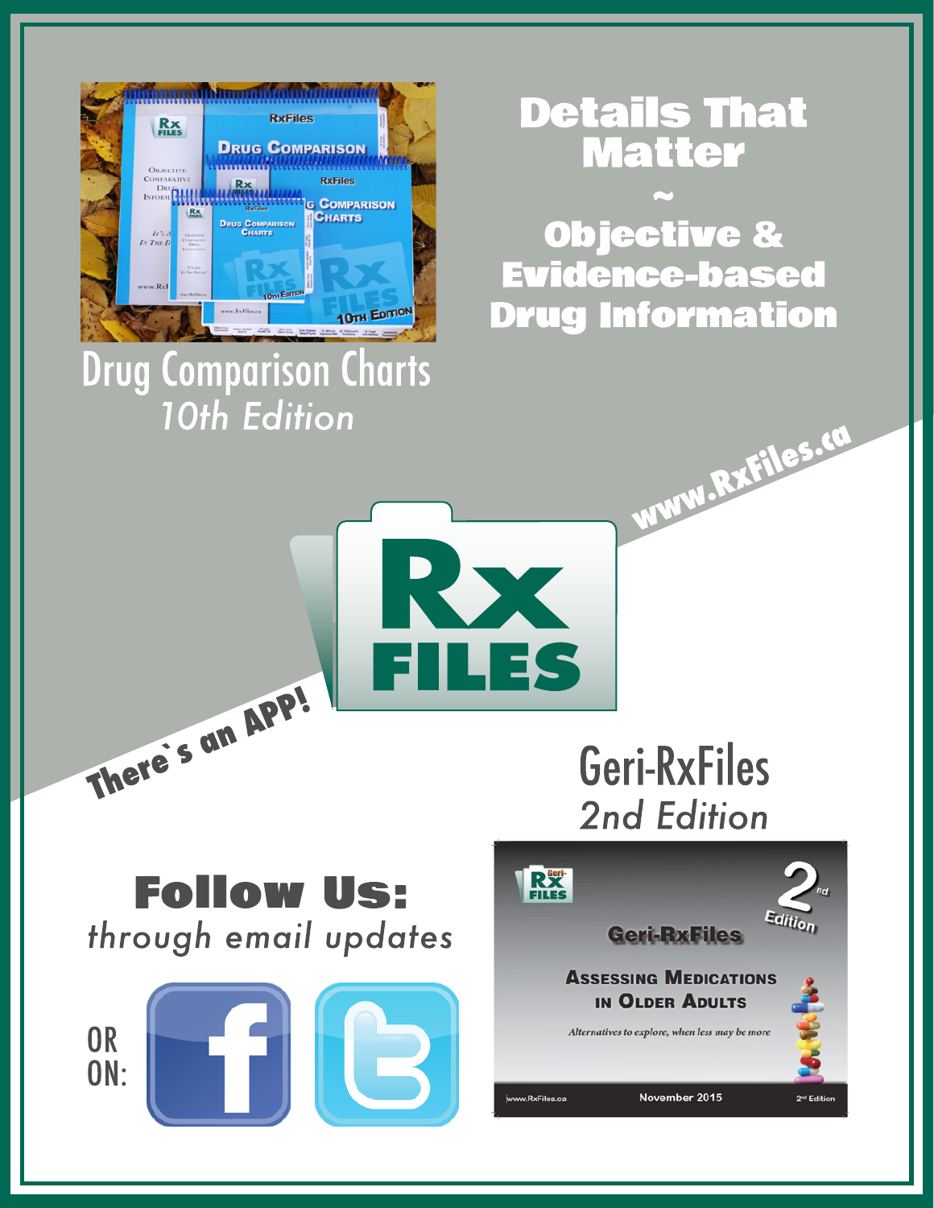Drug Comparison Charts
*10th Edition*

# Details That Matter
~
## Objective & Evidence-based Drug Information

www.RxFiles.ca

Rx FILES

There`s an APP!

Geri-RxFiles
*2nd Edition*

## Follow Us:
*through email updates*

OR ON: